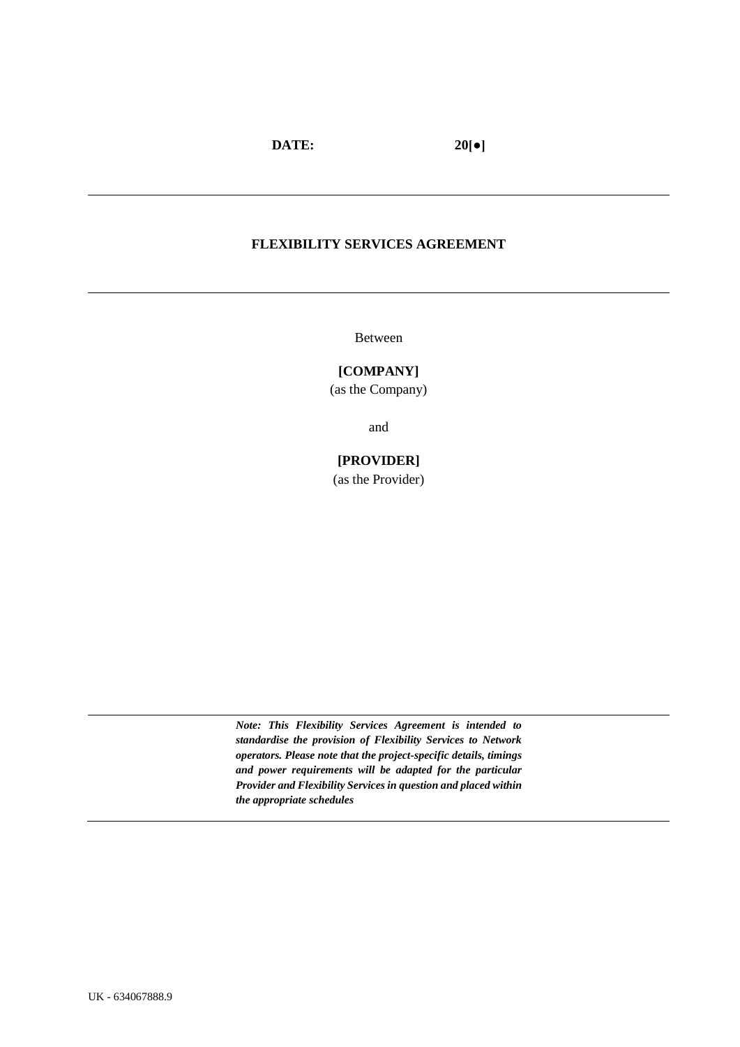**DATE: 20[●]**

---

# FLEXIBILITY SERVICES AGREEMENT

---

Between

**[COMPANY]**
(as the Company)

and

**[PROVIDER]**
(as the Provider)

---

***Note: This Flexibility Services Agreement is intended to standardise the provision of Flexibility Services to Network operators. Please note that the project-specific details, timings and power requirements will be adapted for the particular Provider and Flexibility Services in question and placed within the appropriate schedules***

---

UK - 634067888.9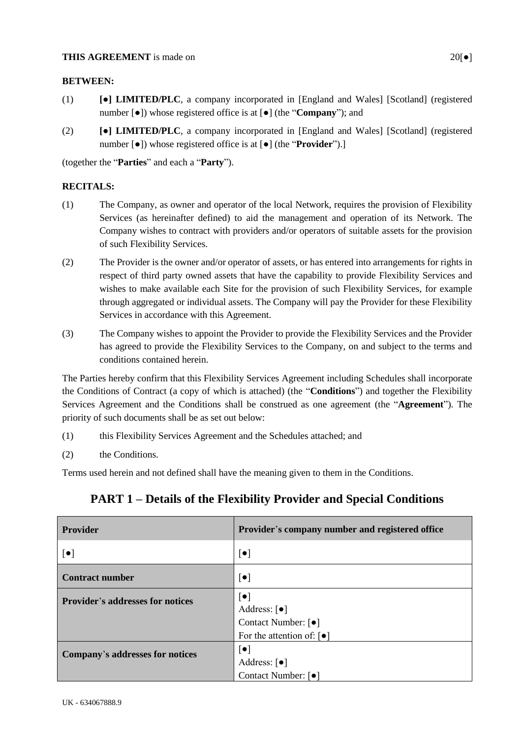**THIS AGREEMENT** is made on 20[●]

**BETWEEN:**

(1) **[●] LIMITED/PLC**, a company incorporated in [England and Wales] [Scotland] (registered number [●]) whose registered office is at [●] (the "**Company**"); and

(2) **[●] LIMITED/PLC**, a company incorporated in [England and Wales] [Scotland] (registered number [●]) whose registered office is at [●] (the "**Provider**").]

(together the "**Parties**" and each a "**Party**").

**RECITALS:**

(1) The Company, as owner and operator of the local Network, requires the provision of Flexibility Services (as hereinafter defined) to aid the management and operation of its Network. The Company wishes to contract with providers and/or operators of suitable assets for the provision of such Flexibility Services.

(2) The Provider is the owner and/or operator of assets, or has entered into arrangements for rights in respect of third party owned assets that have the capability to provide Flexibility Services and wishes to make available each Site for the provision of such Flexibility Services, for example through aggregated or individual assets. The Company will pay the Provider for these Flexibility Services in accordance with this Agreement.

(3) The Company wishes to appoint the Provider to provide the Flexibility Services and the Provider has agreed to provide the Flexibility Services to the Company, on and subject to the terms and conditions contained herein.

The Parties hereby confirm that this Flexibility Services Agreement including Schedules shall incorporate the Conditions of Contract (a copy of which is attached) (the "**Conditions**") and together the Flexibility Services Agreement and the Conditions shall be construed as one agreement (the "**Agreement**"). The priority of such documents shall be as set out below:

(1) this Flexibility Services Agreement and the Schedules attached; and

(2) the Conditions.

Terms used herein and not defined shall have the meaning given to them in the Conditions.

## PART 1 – Details of the Flexibility Provider and Special Conditions

| **Provider** | **Provider's company number and registered office** |
|---|---|
| [●] | [●] |
| **Contract number** | [●] |
| **Provider's addresses for notices** | [●]<br>Address: [●]<br>Contact Number: [●]<br>For the attention of: [●] |
| **Company's addresses for notices** | [●]<br>Address: [●]<br>Contact Number: [●] |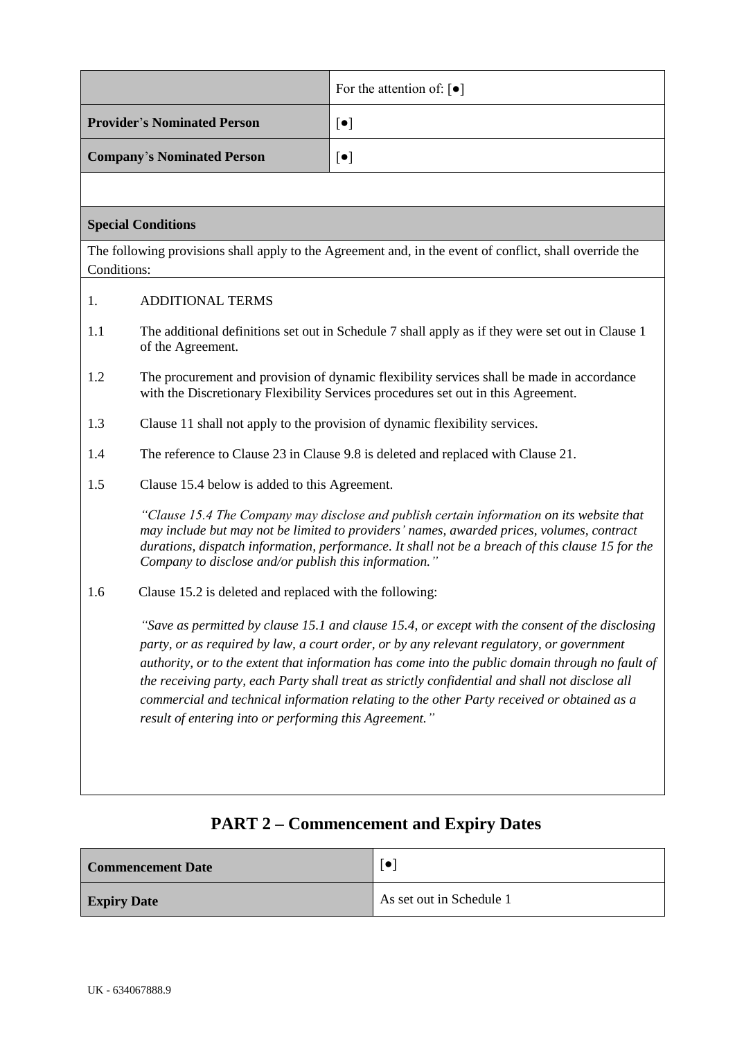| | For the attention of: [●] |
|---|---|
| **Provider's Nominated Person** | [●] |
| **Company's Nominated Person** | [●] |

**Special Conditions**

The following provisions shall apply to the Agreement and, in the event of conflict, shall override the Conditions:

1. ADDITIONAL TERMS

1.1 The additional definitions set out in Schedule 7 shall apply as if they were set out in Clause 1 of the Agreement.

1.2 The procurement and provision of dynamic flexibility services shall be made in accordance with the Discretionary Flexibility Services procedures set out in this Agreement.

1.3 Clause 11 shall not apply to the provision of dynamic flexibility services.

1.4 The reference to Clause 23 in Clause 9.8 is deleted and replaced with Clause 21.

1.5 Clause 15.4 below is added to this Agreement.

*"Clause 15.4 The Company may disclose and publish certain information* on its website that *may include but may not be limited to providers' names, awarded prices, volumes, contract durations, dispatch information, performance. It shall not be a breach of this clause 15 for the Company to disclose and/or publish this information."*

1.6 Clause 15.2 is deleted and replaced with the following:

*"Save as permitted by clause 15.1 and clause 15.4, or except with the consent of the disclosing party, or as required by law, a court order, or by any relevant regulatory, or government authority, or to the extent that information has come into the public domain through no fault of the receiving party, each Party shall treat as strictly confidential and shall not disclose all commercial and technical information relating to the other Party received or obtained as a result of entering into or performing this Agreement."*

## PART 2 – Commencement and Expiry Dates

| **Commencement Date** | [●] |
|---|---|
| **Expiry Date** | As set out in Schedule 1 |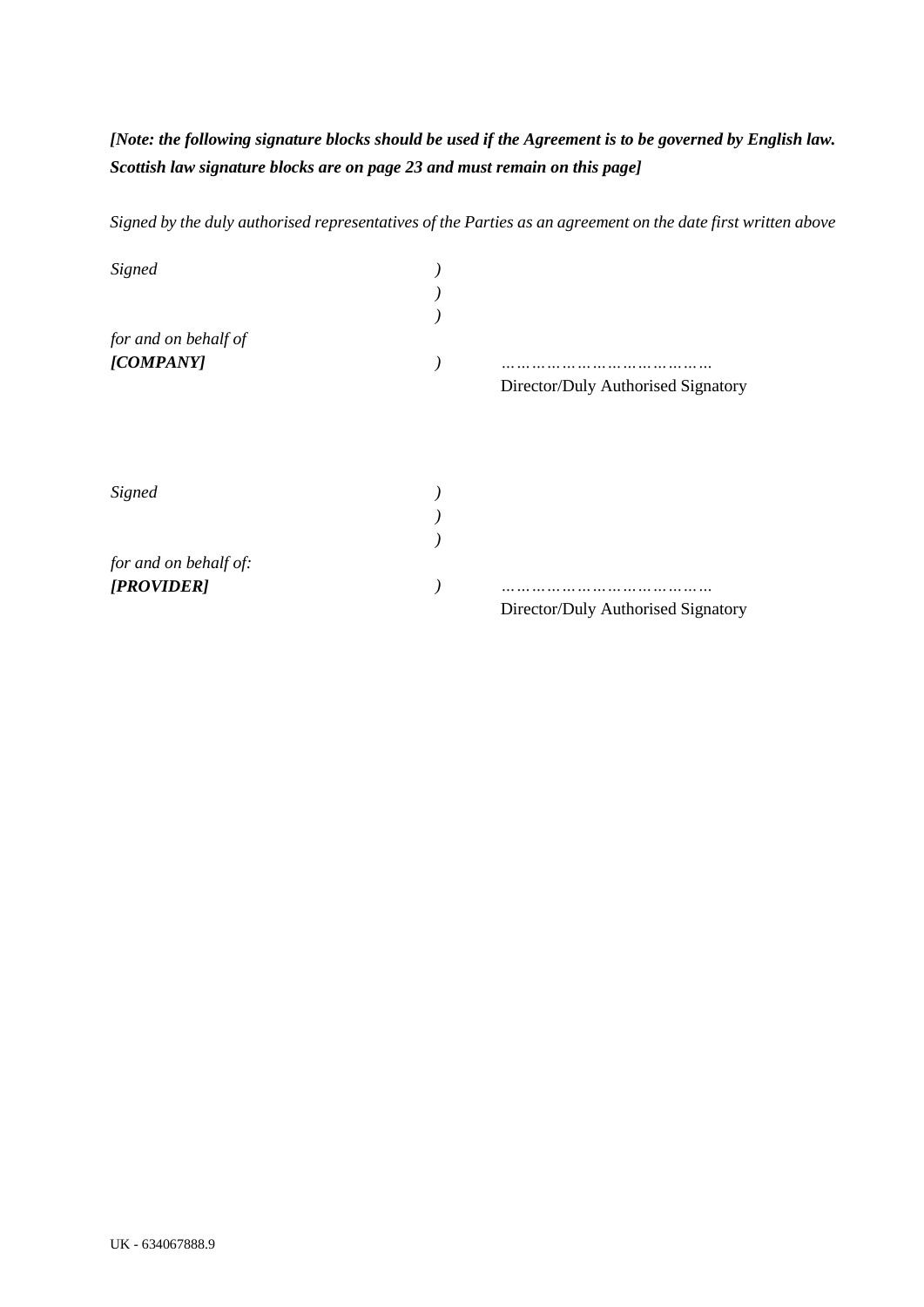***[Note: the following signature blocks should be used if the Agreement is to be governed by English law. Scottish law signature blocks are on page 23 and must remain on this page]***

*Signed by the duly authorised representatives of the Parties as an agreement on the date first written above*

| | | |
|---|---|---|
| *Signed* | *)* | |
| | *)* | |
| | *)* | |
| *for and on behalf of* | | |
| ***[COMPANY]*** | *)* | *…………………………………* |
| | | Director/Duly Authorised Signatory |

| | | |
|---|---|---|
| *Signed* | *)* | |
| | *)* | |
| | *)* | |
| *for and on behalf of:* | | |
| ***[PROVIDER]*** | *)* | *…………………………………* |
| | | Director/Duly Authorised Signatory |

UK - 634067888.9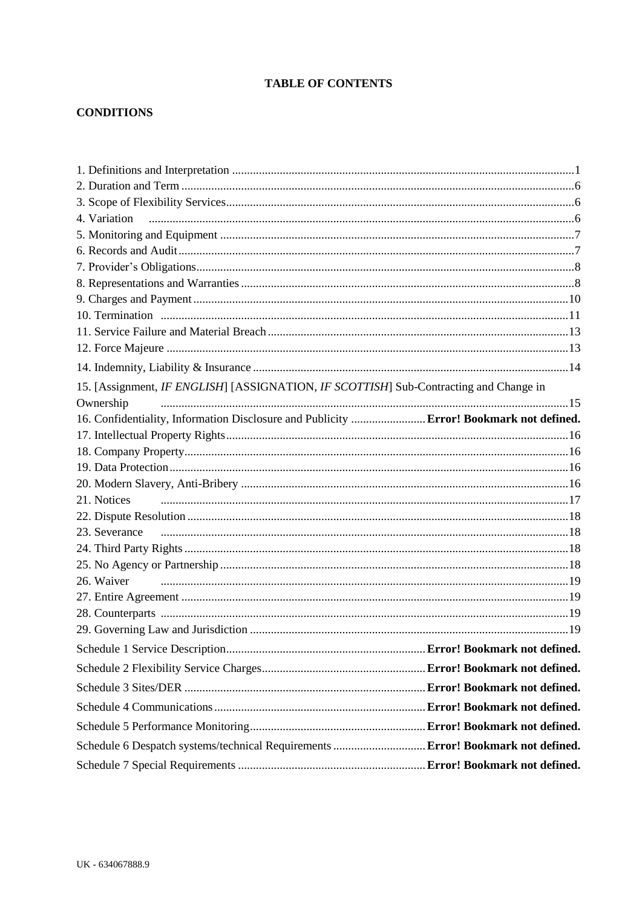# TABLE OF CONTENTS

## CONDITIONS

1. Definitions and Interpretation ....................................................................................................1
2. Duration and Term ....................................................................................................6
3. Scope of Flexibility Services ....................................................................................................6
4. Variation ....................................................................................................6
5. Monitoring and Equipment ....................................................................................................7
6. Records and Audit ....................................................................................................7
7. Provider's Obligations ....................................................................................................8
8. Representations and Warranties ....................................................................................................8
9. Charges and Payment ....................................................................................................10
10. Termination ....................................................................................................11
11. Service Failure and Material Breach ....................................................................................................13
12. Force Majeure ....................................................................................................13
14. Indemnity, Liability & Insurance ....................................................................................................14
15. [Assignment, *IF ENGLISH*] [ASSIGNATION, *IF SCOTTISH*] Sub-Contracting and Change in Ownership ....................................................................................................15
16. Confidentiality, Information Disclosure and Publicity .................... **Error! Bookmark not defined.**
17. Intellectual Property Rights ....................................................................................................16
18. Company Property ....................................................................................................16
19. Data Protection ....................................................................................................16
20. Modern Slavery, Anti-Bribery ....................................................................................................16
21. Notices ....................................................................................................17
22. Dispute Resolution ....................................................................................................18
23. Severance ....................................................................................................18
24. Third Party Rights ....................................................................................................18
25. No Agency or Partnership ....................................................................................................18
26. Waiver ....................................................................................................19
27. Entire Agreement ....................................................................................................19
28. Counterparts ....................................................................................................19
29. Governing Law and Jurisdiction ....................................................................................................19

Schedule 1 Service Description .................................................. **Error! Bookmark not defined.**

Schedule 2 Flexibility Service Charges .................................................. **Error! Bookmark not defined.**

Schedule 3 Sites/DER .................................................. **Error! Bookmark not defined.**

Schedule 4 Communications .................................................. **Error! Bookmark not defined.**

Schedule 5 Performance Monitoring .................................................. **Error! Bookmark not defined.**

Schedule 6 Despatch systems/technical Requirements .................................................. **Error! Bookmark not defined.**

Schedule 7 Special Requirements .................................................. **Error! Bookmark not defined.**

UK - 634067888.9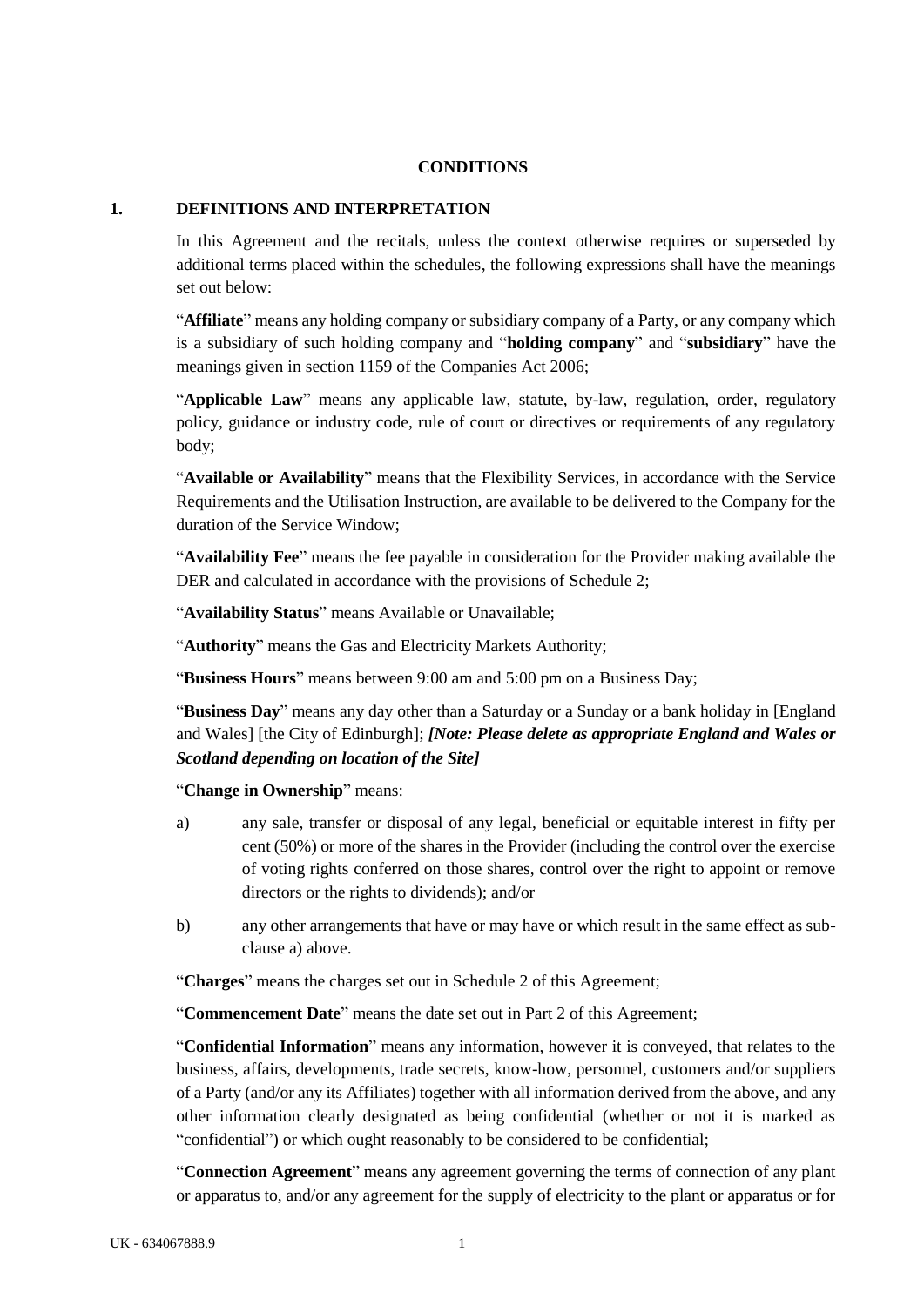**CONDITIONS**

## 1. DEFINITIONS AND INTERPRETATION

In this Agreement and the recitals, unless the context otherwise requires or superseded by additional terms placed within the schedules, the following expressions shall have the meanings set out below:

"**Affiliate**" means any holding company or subsidiary company of a Party, or any company which is a subsidiary of such holding company and "**holding company**" and "**subsidiary**" have the meanings given in section 1159 of the Companies Act 2006;

"**Applicable Law**" means any applicable law, statute, by-law, regulation, order, regulatory policy, guidance or industry code, rule of court or directives or requirements of any regulatory body;

"**Available or Availability**" means that the Flexibility Services, in accordance with the Service Requirements and the Utilisation Instruction, are available to be delivered to the Company for the duration of the Service Window;

"**Availability Fee**" means the fee payable in consideration for the Provider making available the DER and calculated in accordance with the provisions of Schedule 2;

"**Availability Status**" means Available or Unavailable;

"**Authority**" means the Gas and Electricity Markets Authority;

"**Business Hours**" means between 9:00 am and 5:00 pm on a Business Day;

"**Business Day**" means any day other than a Saturday or a Sunday or a bank holiday in [England and Wales] [the City of Edinburgh]; ***[Note: Please delete as appropriate England and Wales or Scotland depending on location of the Site]***

"**Change in Ownership**" means:

a) any sale, transfer or disposal of any legal, beneficial or equitable interest in fifty per cent (50%) or more of the shares in the Provider (including the control over the exercise of voting rights conferred on those shares, control over the right to appoint or remove directors or the rights to dividends); and/or

b) any other arrangements that have or may have or which result in the same effect as sub-clause a) above.

"**Charges**" means the charges set out in Schedule 2 of this Agreement;

"**Commencement Date**" means the date set out in Part 2 of this Agreement;

"**Confidential Information**" means any information, however it is conveyed, that relates to the business, affairs, developments, trade secrets, know-how, personnel, customers and/or suppliers of a Party (and/or any its Affiliates) together with all information derived from the above, and any other information clearly designated as being confidential (whether or not it is marked as "confidential") or which ought reasonably to be considered to be confidential;

"**Connection Agreement**" means any agreement governing the terms of connection of any plant or apparatus to, and/or any agreement for the supply of electricity to the plant or apparatus or for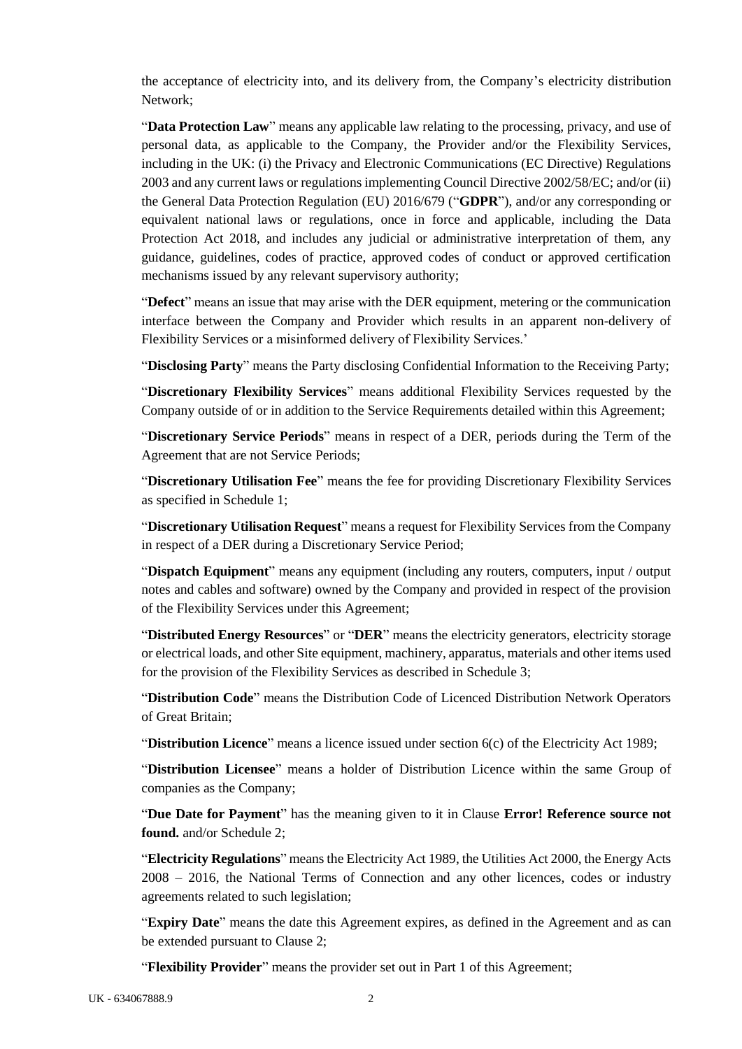the acceptance of electricity into, and its delivery from, the Company's electricity distribution Network;

"**Data Protection Law**" means any applicable law relating to the processing, privacy, and use of personal data, as applicable to the Company, the Provider and/or the Flexibility Services, including in the UK: (i) the Privacy and Electronic Communications (EC Directive) Regulations 2003 and any current laws or regulations implementing Council Directive 2002/58/EC; and/or (ii) the General Data Protection Regulation (EU) 2016/679 ("**GDPR**"), and/or any corresponding or equivalent national laws or regulations, once in force and applicable, including the Data Protection Act 2018, and includes any judicial or administrative interpretation of them, any guidance, guidelines, codes of practice, approved codes of conduct or approved certification mechanisms issued by any relevant supervisory authority;

"**Defect**" means an issue that may arise with the DER equipment, metering or the communication interface between the Company and Provider which results in an apparent non-delivery of Flexibility Services or a misinformed delivery of Flexibility Services.'

"**Disclosing Party**" means the Party disclosing Confidential Information to the Receiving Party;

"**Discretionary Flexibility Services**" means additional Flexibility Services requested by the Company outside of or in addition to the Service Requirements detailed within this Agreement;

"**Discretionary Service Periods**" means in respect of a DER, periods during the Term of the Agreement that are not Service Periods;

"**Discretionary Utilisation Fee**" means the fee for providing Discretionary Flexibility Services as specified in Schedule 1;

"**Discretionary Utilisation Request**" means a request for Flexibility Services from the Company in respect of a DER during a Discretionary Service Period;

"**Dispatch Equipment**" means any equipment (including any routers, computers, input / output notes and cables and software) owned by the Company and provided in respect of the provision of the Flexibility Services under this Agreement;

"**Distributed Energy Resources**" or "**DER**" means the electricity generators, electricity storage or electrical loads, and other Site equipment, machinery, apparatus, materials and other items used for the provision of the Flexibility Services as described in Schedule 3;

"**Distribution Code**" means the Distribution Code of Licenced Distribution Network Operators of Great Britain;

"**Distribution Licence**" means a licence issued under section 6(c) of the Electricity Act 1989;

"**Distribution Licensee**" means a holder of Distribution Licence within the same Group of companies as the Company;

"**Due Date for Payment**" has the meaning given to it in Clause **Error! Reference source not found.** and/or Schedule 2;

"**Electricity Regulations**" means the Electricity Act 1989, the Utilities Act 2000, the Energy Acts 2008 – 2016, the National Terms of Connection and any other licences, codes or industry agreements related to such legislation;

"**Expiry Date**" means the date this Agreement expires, as defined in the Agreement and as can be extended pursuant to Clause 2;

"**Flexibility Provider**" means the provider set out in Part 1 of this Agreement;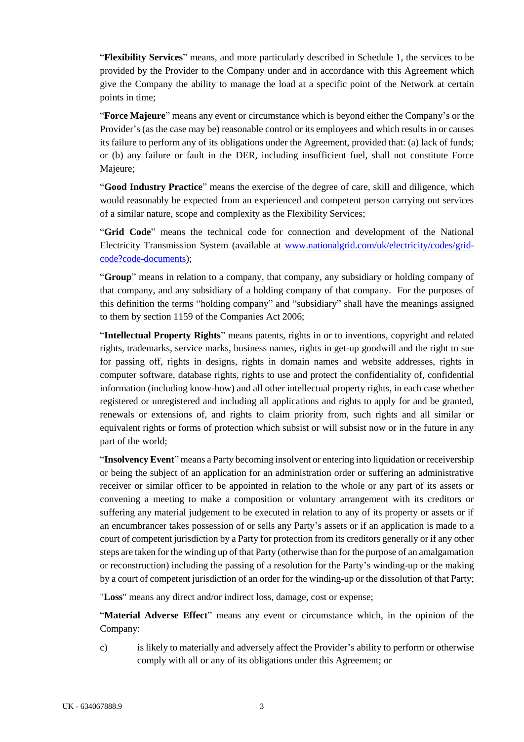"**Flexibility Services**" means, and more particularly described in Schedule 1, the services to be provided by the Provider to the Company under and in accordance with this Agreement which give the Company the ability to manage the load at a specific point of the Network at certain points in time;

"**Force Majeure**" means any event or circumstance which is beyond either the Company's or the Provider's (as the case may be) reasonable control or its employees and which results in or causes its failure to perform any of its obligations under the Agreement, provided that: (a) lack of funds; or (b) any failure or fault in the DER, including insufficient fuel, shall not constitute Force Majeure;

"**Good Industry Practice**" means the exercise of the degree of care, skill and diligence, which would reasonably be expected from an experienced and competent person carrying out services of a similar nature, scope and complexity as the Flexibility Services;

"**Grid Code**" means the technical code for connection and development of the National Electricity Transmission System (available at [www.nationalgrid.com/uk/electricity/codes/grid-code?code-documents](www.nationalgrid.com/uk/electricity/codes/grid-code?code-documents));

"**Group**" means in relation to a company, that company, any subsidiary or holding company of that company, and any subsidiary of a holding company of that company. For the purposes of this definition the terms "holding company" and "subsidiary" shall have the meanings assigned to them by section 1159 of the Companies Act 2006;

"**Intellectual Property Rights**" means patents, rights in or to inventions, copyright and related rights, trademarks, service marks, business names, rights in get-up goodwill and the right to sue for passing off, rights in designs, rights in domain names and website addresses, rights in computer software, database rights, rights to use and protect the confidentiality of, confidential information (including know-how) and all other intellectual property rights, in each case whether registered or unregistered and including all applications and rights to apply for and be granted, renewals or extensions of, and rights to claim priority from, such rights and all similar or equivalent rights or forms of protection which subsist or will subsist now or in the future in any part of the world;

"**Insolvency Event**" means a Party becoming insolvent or entering into liquidation or receivership or being the subject of an application for an administration order or suffering an administrative receiver or similar officer to be appointed in relation to the whole or any part of its assets or convening a meeting to make a composition or voluntary arrangement with its creditors or suffering any material judgement to be executed in relation to any of its property or assets or if an encumbrancer takes possession of or sells any Party's assets or if an application is made to a court of competent jurisdiction by a Party for protection from its creditors generally or if any other steps are taken for the winding up of that Party (otherwise than for the purpose of an amalgamation or reconstruction) including the passing of a resolution for the Party's winding-up or the making by a court of competent jurisdiction of an order for the winding-up or the dissolution of that Party;

"**Loss**" means any direct and/or indirect loss, damage, cost or expense;

"**Material Adverse Effect**" means any event or circumstance which, in the opinion of the Company:

c) is likely to materially and adversely affect the Provider's ability to perform or otherwise comply with all or any of its obligations under this Agreement; or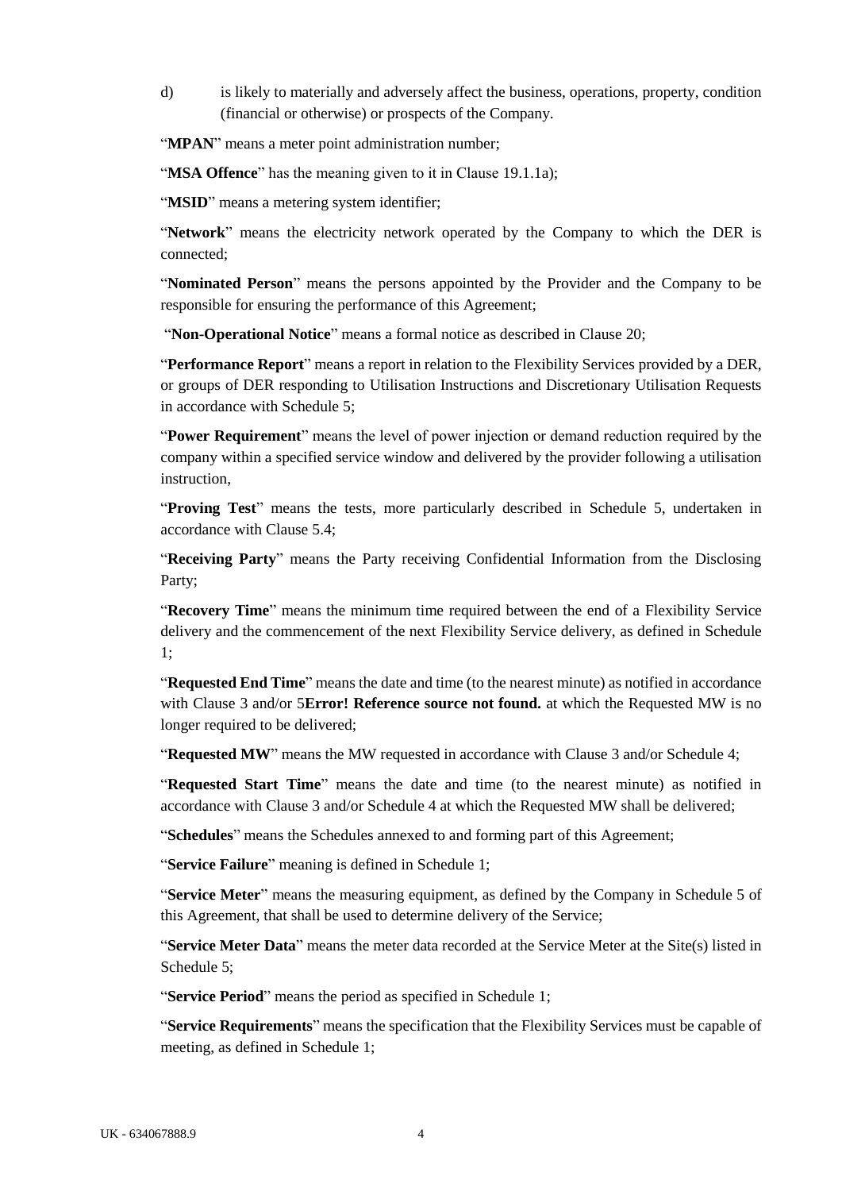d) is likely to materially and adversely affect the business, operations, property, condition (financial or otherwise) or prospects of the Company.

"**MPAN**" means a meter point administration number;

"**MSA Offence**" has the meaning given to it in Clause 19.1.1a);

"**MSID**" means a metering system identifier;

"**Network**" means the electricity network operated by the Company to which the DER is connected;

"**Nominated Person**" means the persons appointed by the Provider and the Company to be responsible for ensuring the performance of this Agreement;

"**Non-Operational Notice**" means a formal notice as described in Clause 20;

"**Performance Report**" means a report in relation to the Flexibility Services provided by a DER, or groups of DER responding to Utilisation Instructions and Discretionary Utilisation Requests in accordance with Schedule 5;

"**Power Requirement**" means the level of power injection or demand reduction required by the company within a specified service window and delivered by the provider following a utilisation instruction,

"**Proving Test**" means the tests, more particularly described in Schedule 5, undertaken in accordance with Clause 5.4;

"**Receiving Party**" means the Party receiving Confidential Information from the Disclosing Party;

"**Recovery Time**" means the minimum time required between the end of a Flexibility Service delivery and the commencement of the next Flexibility Service delivery, as defined in Schedule 1;

"**Requested End Time**" means the date and time (to the nearest minute) as notified in accordance with Clause 3 and/or 5**Error! Reference source not found.** at which the Requested MW is no longer required to be delivered;

"**Requested MW**" means the MW requested in accordance with Clause 3 and/or Schedule 4;

"**Requested Start Time**" means the date and time (to the nearest minute) as notified in accordance with Clause 3 and/or Schedule 4 at which the Requested MW shall be delivered;

"**Schedules**" means the Schedules annexed to and forming part of this Agreement;

"**Service Failure**" meaning is defined in Schedule 1;

"**Service Meter**" means the measuring equipment, as defined by the Company in Schedule 5 of this Agreement, that shall be used to determine delivery of the Service;

"**Service Meter Data**" means the meter data recorded at the Service Meter at the Site(s) listed in Schedule 5;

"**Service Period**" means the period as specified in Schedule 1;

"**Service Requirements**" means the specification that the Flexibility Services must be capable of meeting, as defined in Schedule 1;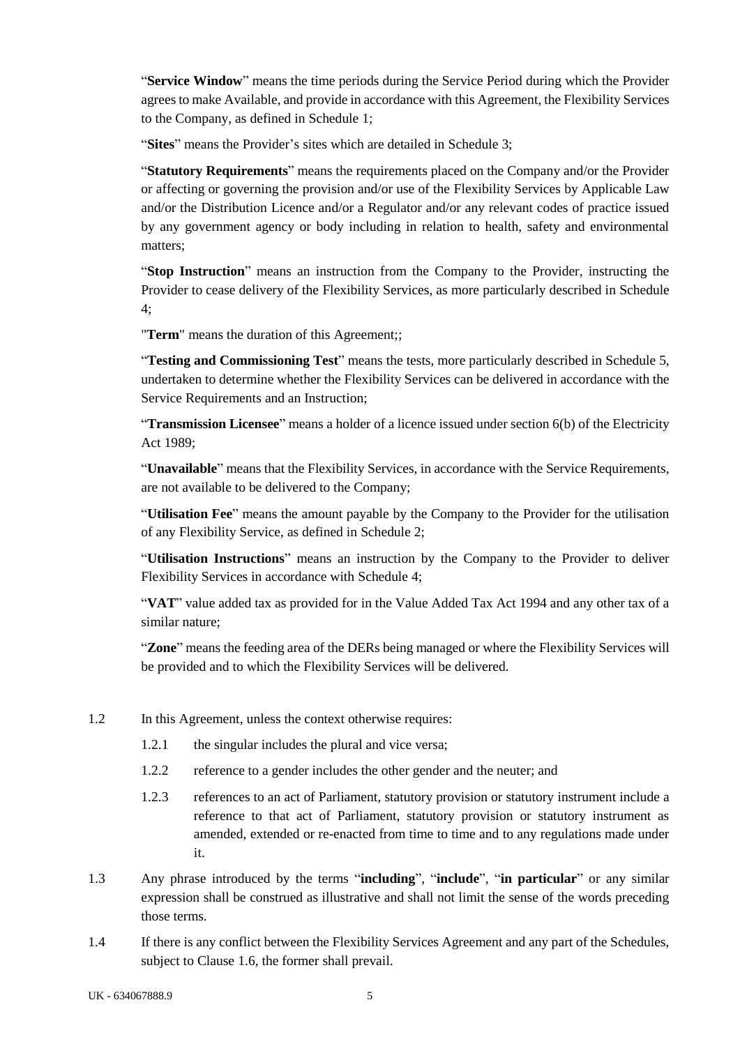"**Service Window**" means the time periods during the Service Period during which the Provider agrees to make Available, and provide in accordance with this Agreement, the Flexibility Services to the Company, as defined in Schedule 1;

"**Sites**" means the Provider's sites which are detailed in Schedule 3;

"**Statutory Requirements**" means the requirements placed on the Company and/or the Provider or affecting or governing the provision and/or use of the Flexibility Services by Applicable Law and/or the Distribution Licence and/or a Regulator and/or any relevant codes of practice issued by any government agency or body including in relation to health, safety and environmental matters;

"**Stop Instruction**" means an instruction from the Company to the Provider, instructing the Provider to cease delivery of the Flexibility Services, as more particularly described in Schedule 4;

"**Term**" means the duration of this Agreement;;

"**Testing and Commissioning Test**" means the tests, more particularly described in Schedule 5, undertaken to determine whether the Flexibility Services can be delivered in accordance with the Service Requirements and an Instruction;

"**Transmission Licensee**" means a holder of a licence issued under section 6(b) of the Electricity Act 1989;

"**Unavailable**" means that the Flexibility Services, in accordance with the Service Requirements, are not available to be delivered to the Company;

"**Utilisation Fee**" means the amount payable by the Company to the Provider for the utilisation of any Flexibility Service, as defined in Schedule 2;

"**Utilisation Instructions**" means an instruction by the Company to the Provider to deliver Flexibility Services in accordance with Schedule 4;

"**VAT**" value added tax as provided for in the Value Added Tax Act 1994 and any other tax of a similar nature;

"**Zone**" means the feeding area of the DERs being managed or where the Flexibility Services will be provided and to which the Flexibility Services will be delivered.

1.2 In this Agreement, unless the context otherwise requires:

1.2.1 the singular includes the plural and vice versa;

1.2.2 reference to a gender includes the other gender and the neuter; and

1.2.3 references to an act of Parliament, statutory provision or statutory instrument include a reference to that act of Parliament, statutory provision or statutory instrument as amended, extended or re-enacted from time to time and to any regulations made under it.

1.3 Any phrase introduced by the terms "**including**", "**include**", "**in particular**" or any similar expression shall be construed as illustrative and shall not limit the sense of the words preceding those terms.

1.4 If there is any conflict between the Flexibility Services Agreement and any part of the Schedules, subject to Clause 1.6, the former shall prevail.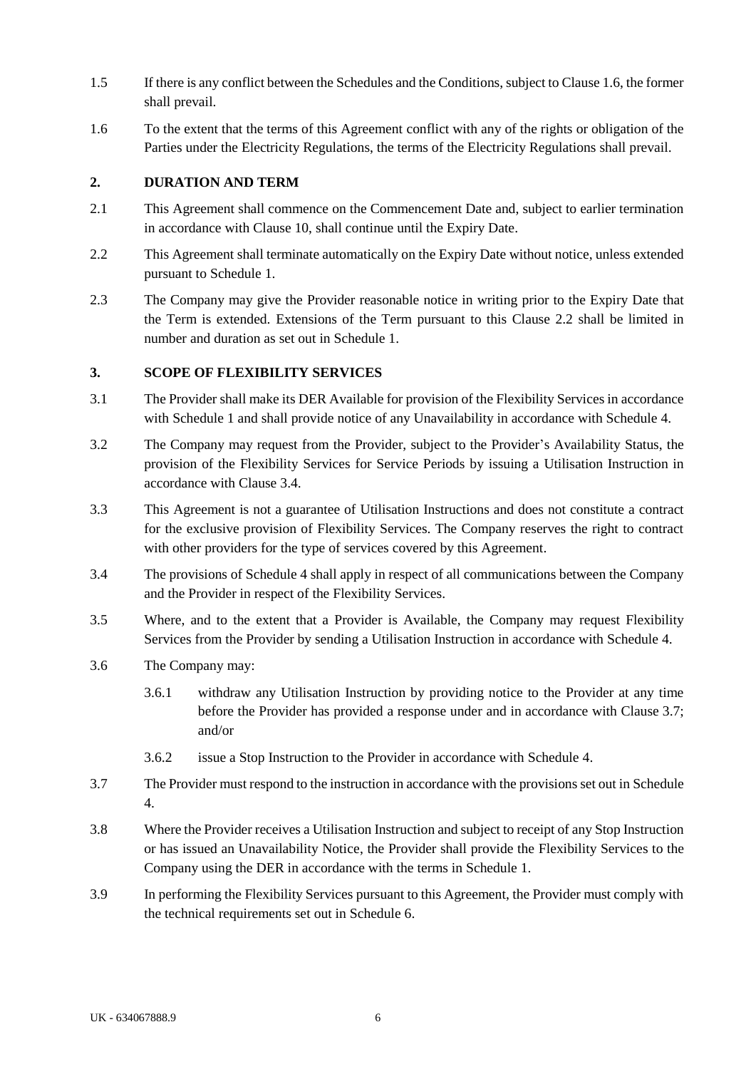1.5 If there is any conflict between the Schedules and the Conditions, subject to Clause 1.6, the former shall prevail.

1.6 To the extent that the terms of this Agreement conflict with any of the rights or obligation of the Parties under the Electricity Regulations, the terms of the Electricity Regulations shall prevail.

## 2. DURATION AND TERM

2.1 This Agreement shall commence on the Commencement Date and, subject to earlier termination in accordance with Clause 10, shall continue until the Expiry Date.

2.2 This Agreement shall terminate automatically on the Expiry Date without notice, unless extended pursuant to Schedule 1.

2.3 The Company may give the Provider reasonable notice in writing prior to the Expiry Date that the Term is extended. Extensions of the Term pursuant to this Clause 2.2 shall be limited in number and duration as set out in Schedule 1.

## 3. SCOPE OF FLEXIBILITY SERVICES

3.1 The Provider shall make its DER Available for provision of the Flexibility Services in accordance with Schedule 1 and shall provide notice of any Unavailability in accordance with Schedule 4.

3.2 The Company may request from the Provider, subject to the Provider's Availability Status, the provision of the Flexibility Services for Service Periods by issuing a Utilisation Instruction in accordance with Clause 3.4.

3.3 This Agreement is not a guarantee of Utilisation Instructions and does not constitute a contract for the exclusive provision of Flexibility Services. The Company reserves the right to contract with other providers for the type of services covered by this Agreement.

3.4 The provisions of Schedule 4 shall apply in respect of all communications between the Company and the Provider in respect of the Flexibility Services.

3.5 Where, and to the extent that a Provider is Available, the Company may request Flexibility Services from the Provider by sending a Utilisation Instruction in accordance with Schedule 4.

3.6 The Company may:

  3.6.1 withdraw any Utilisation Instruction by providing notice to the Provider at any time before the Provider has provided a response under and in accordance with Clause 3.7; and/or

  3.6.2 issue a Stop Instruction to the Provider in accordance with Schedule 4.

3.7 The Provider must respond to the instruction in accordance with the provisions set out in Schedule 4.

3.8 Where the Provider receives a Utilisation Instruction and subject to receipt of any Stop Instruction or has issued an Unavailability Notice, the Provider shall provide the Flexibility Services to the Company using the DER in accordance with the terms in Schedule 1.

3.9 In performing the Flexibility Services pursuant to this Agreement, the Provider must comply with the technical requirements set out in Schedule 6.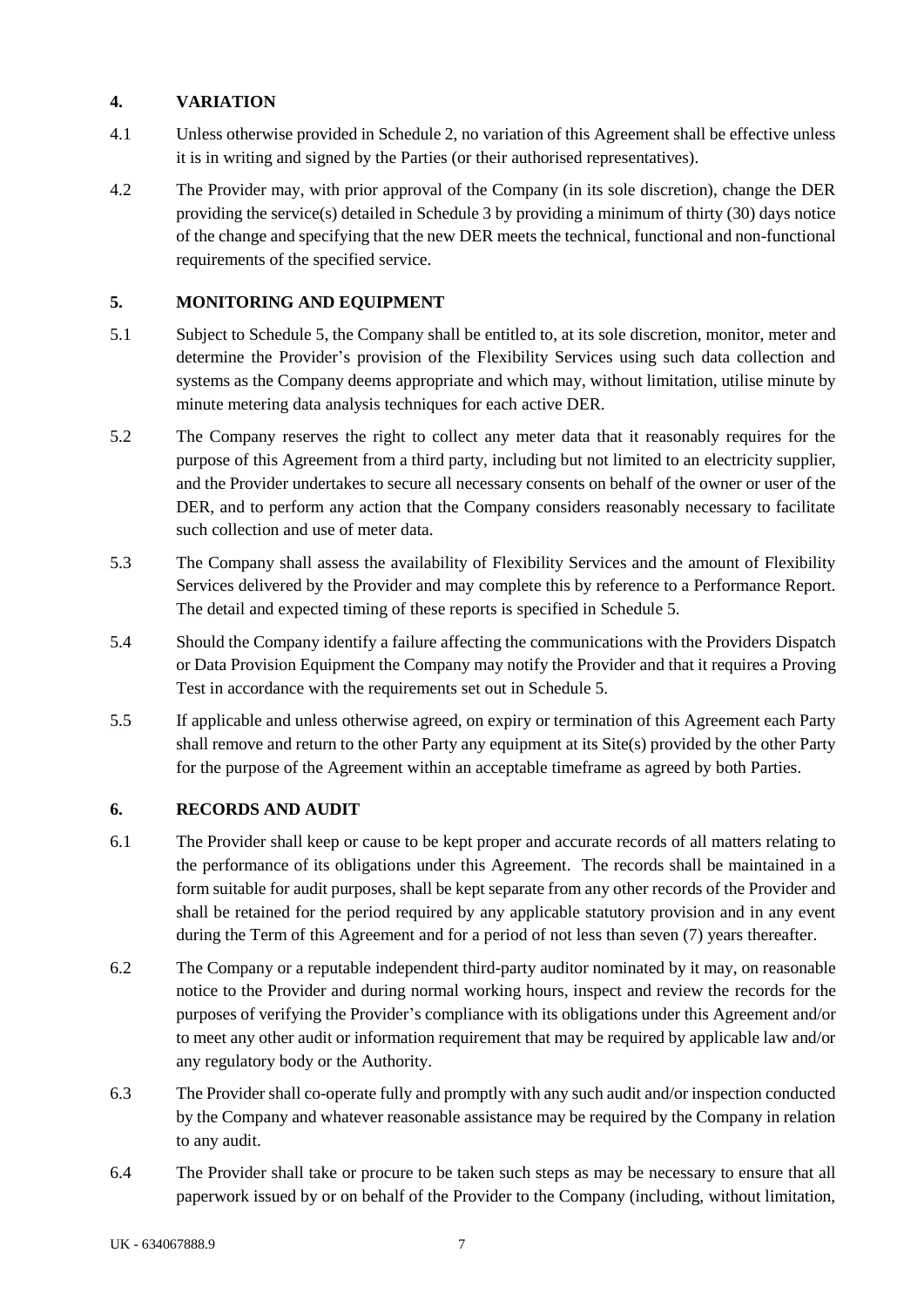## 4. VARIATION

4.1 Unless otherwise provided in Schedule 2, no variation of this Agreement shall be effective unless it is in writing and signed by the Parties (or their authorised representatives).

4.2 The Provider may, with prior approval of the Company (in its sole discretion), change the DER providing the service(s) detailed in Schedule 3 by providing a minimum of thirty (30) days notice of the change and specifying that the new DER meets the technical, functional and non-functional requirements of the specified service.

## 5. MONITORING AND EQUIPMENT

5.1 Subject to Schedule 5, the Company shall be entitled to, at its sole discretion, monitor, meter and determine the Provider's provision of the Flexibility Services using such data collection and systems as the Company deems appropriate and which may, without limitation, utilise minute by minute metering data analysis techniques for each active DER.

5.2 The Company reserves the right to collect any meter data that it reasonably requires for the purpose of this Agreement from a third party, including but not limited to an electricity supplier, and the Provider undertakes to secure all necessary consents on behalf of the owner or user of the DER, and to perform any action that the Company considers reasonably necessary to facilitate such collection and use of meter data.

5.3 The Company shall assess the availability of Flexibility Services and the amount of Flexibility Services delivered by the Provider and may complete this by reference to a Performance Report. The detail and expected timing of these reports is specified in Schedule 5.

5.4 Should the Company identify a failure affecting the communications with the Providers Dispatch or Data Provision Equipment the Company may notify the Provider and that it requires a Proving Test in accordance with the requirements set out in Schedule 5.

5.5 If applicable and unless otherwise agreed, on expiry or termination of this Agreement each Party shall remove and return to the other Party any equipment at its Site(s) provided by the other Party for the purpose of the Agreement within an acceptable timeframe as agreed by both Parties.

## 6. RECORDS AND AUDIT

6.1 The Provider shall keep or cause to be kept proper and accurate records of all matters relating to the performance of its obligations under this Agreement. The records shall be maintained in a form suitable for audit purposes, shall be kept separate from any other records of the Provider and shall be retained for the period required by any applicable statutory provision and in any event during the Term of this Agreement and for a period of not less than seven (7) years thereafter.

6.2 The Company or a reputable independent third-party auditor nominated by it may, on reasonable notice to the Provider and during normal working hours, inspect and review the records for the purposes of verifying the Provider's compliance with its obligations under this Agreement and/or to meet any other audit or information requirement that may be required by applicable law and/or any regulatory body or the Authority.

6.3 The Provider shall co-operate fully and promptly with any such audit and/or inspection conducted by the Company and whatever reasonable assistance may be required by the Company in relation to any audit.

6.4 The Provider shall take or procure to be taken such steps as may be necessary to ensure that all paperwork issued by or on behalf of the Provider to the Company (including, without limitation,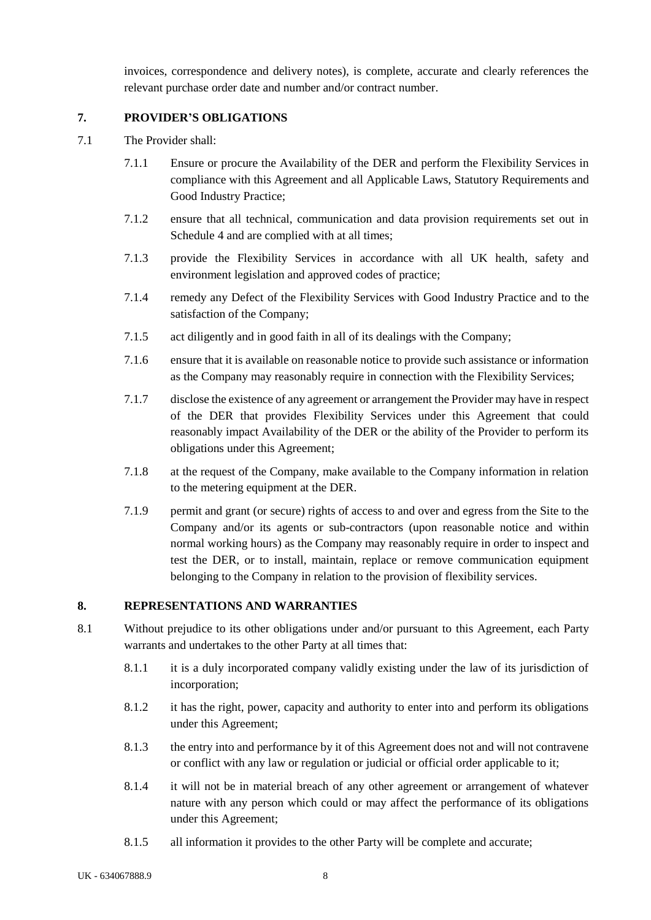invoices, correspondence and delivery notes), is complete, accurate and clearly references the relevant purchase order date and number and/or contract number.

## 7. PROVIDER'S OBLIGATIONS

7.1 The Provider shall:

7.1.1 Ensure or procure the Availability of the DER and perform the Flexibility Services in compliance with this Agreement and all Applicable Laws, Statutory Requirements and Good Industry Practice;

7.1.2 ensure that all technical, communication and data provision requirements set out in Schedule 4 and are complied with at all times;

7.1.3 provide the Flexibility Services in accordance with all UK health, safety and environment legislation and approved codes of practice;

7.1.4 remedy any Defect of the Flexibility Services with Good Industry Practice and to the satisfaction of the Company;

7.1.5 act diligently and in good faith in all of its dealings with the Company;

7.1.6 ensure that it is available on reasonable notice to provide such assistance or information as the Company may reasonably require in connection with the Flexibility Services;

7.1.7 disclose the existence of any agreement or arrangement the Provider may have in respect of the DER that provides Flexibility Services under this Agreement that could reasonably impact Availability of the DER or the ability of the Provider to perform its obligations under this Agreement;

7.1.8 at the request of the Company, make available to the Company information in relation to the metering equipment at the DER.

7.1.9 permit and grant (or secure) rights of access to and over and egress from the Site to the Company and/or its agents or sub-contractors (upon reasonable notice and within normal working hours) as the Company may reasonably require in order to inspect and test the DER, or to install, maintain, replace or remove communication equipment belonging to the Company in relation to the provision of flexibility services.

## 8. REPRESENTATIONS AND WARRANTIES

8.1 Without prejudice to its other obligations under and/or pursuant to this Agreement, each Party warrants and undertakes to the other Party at all times that:

8.1.1 it is a duly incorporated company validly existing under the law of its jurisdiction of incorporation;

8.1.2 it has the right, power, capacity and authority to enter into and perform its obligations under this Agreement;

8.1.3 the entry into and performance by it of this Agreement does not and will not contravene or conflict with any law or regulation or judicial or official order applicable to it;

8.1.4 it will not be in material breach of any other agreement or arrangement of whatever nature with any person which could or may affect the performance of its obligations under this Agreement;

8.1.5 all information it provides to the other Party will be complete and accurate;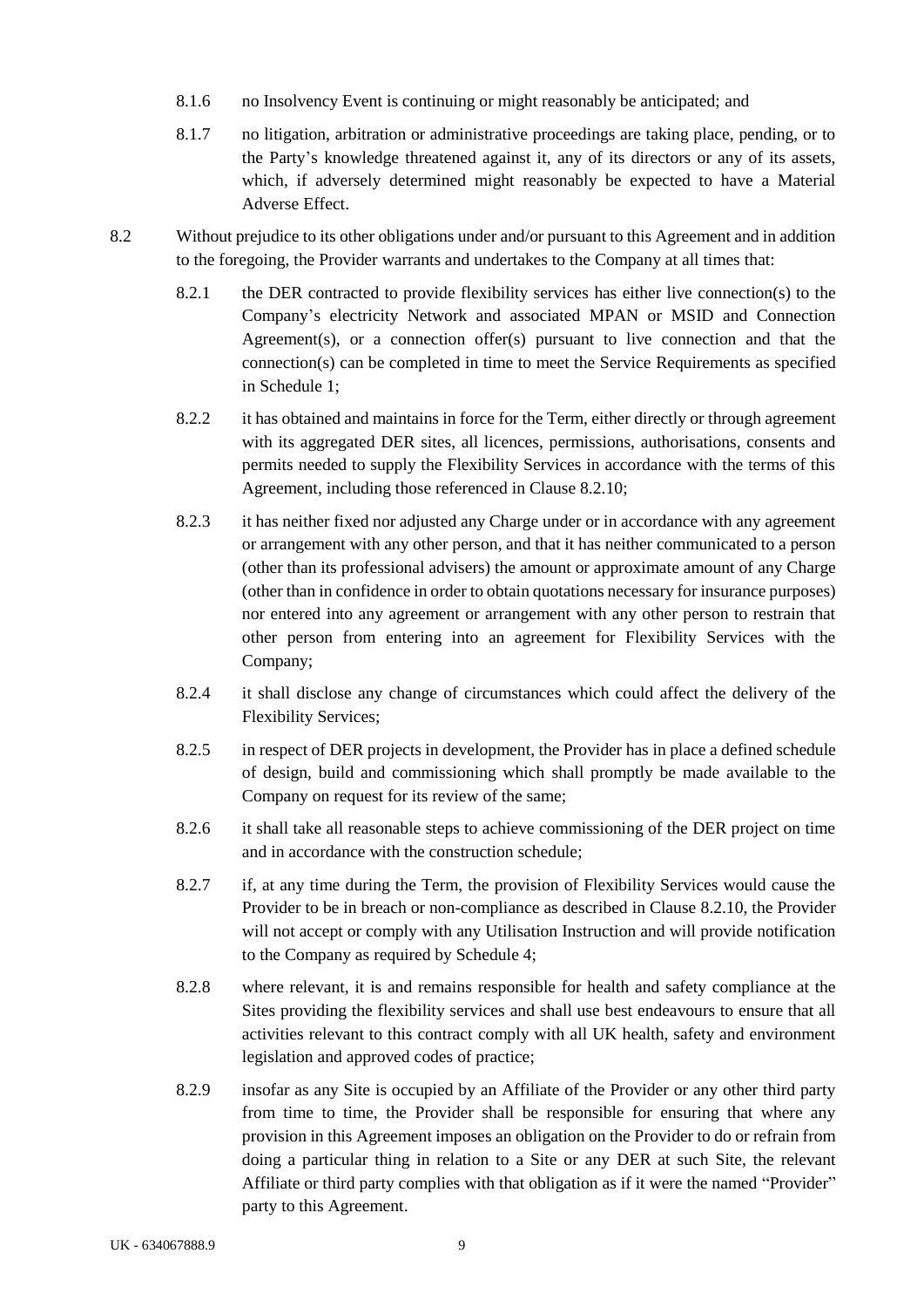8.1.6 no Insolvency Event is continuing or might reasonably be anticipated; and

8.1.7 no litigation, arbitration or administrative proceedings are taking place, pending, or to the Party's knowledge threatened against it, any of its directors or any of its assets, which, if adversely determined might reasonably be expected to have a Material Adverse Effect.

8.2 Without prejudice to its other obligations under and/or pursuant to this Agreement and in addition to the foregoing, the Provider warrants and undertakes to the Company at all times that:

8.2.1 the DER contracted to provide flexibility services has either live connection(s) to the Company's electricity Network and associated MPAN or MSID and Connection Agreement(s), or a connection offer(s) pursuant to live connection and that the connection(s) can be completed in time to meet the Service Requirements as specified in Schedule 1;

8.2.2 it has obtained and maintains in force for the Term, either directly or through agreement with its aggregated DER sites, all licences, permissions, authorisations, consents and permits needed to supply the Flexibility Services in accordance with the terms of this Agreement, including those referenced in Clause 8.2.10;

8.2.3 it has neither fixed nor adjusted any Charge under or in accordance with any agreement or arrangement with any other person, and that it has neither communicated to a person (other than its professional advisers) the amount or approximate amount of any Charge (other than in confidence in order to obtain quotations necessary for insurance purposes) nor entered into any agreement or arrangement with any other person to restrain that other person from entering into an agreement for Flexibility Services with the Company;

8.2.4 it shall disclose any change of circumstances which could affect the delivery of the Flexibility Services;

8.2.5 in respect of DER projects in development, the Provider has in place a defined schedule of design, build and commissioning which shall promptly be made available to the Company on request for its review of the same;

8.2.6 it shall take all reasonable steps to achieve commissioning of the DER project on time and in accordance with the construction schedule;

8.2.7 if, at any time during the Term, the provision of Flexibility Services would cause the Provider to be in breach or non-compliance as described in Clause 8.2.10, the Provider will not accept or comply with any Utilisation Instruction and will provide notification to the Company as required by Schedule 4;

8.2.8 where relevant, it is and remains responsible for health and safety compliance at the Sites providing the flexibility services and shall use best endeavours to ensure that all activities relevant to this contract comply with all UK health, safety and environment legislation and approved codes of practice;

8.2.9 insofar as any Site is occupied by an Affiliate of the Provider or any other third party from time to time, the Provider shall be responsible for ensuring that where any provision in this Agreement imposes an obligation on the Provider to do or refrain from doing a particular thing in relation to a Site or any DER at such Site, the relevant Affiliate or third party complies with that obligation as if it were the named "Provider" party to this Agreement.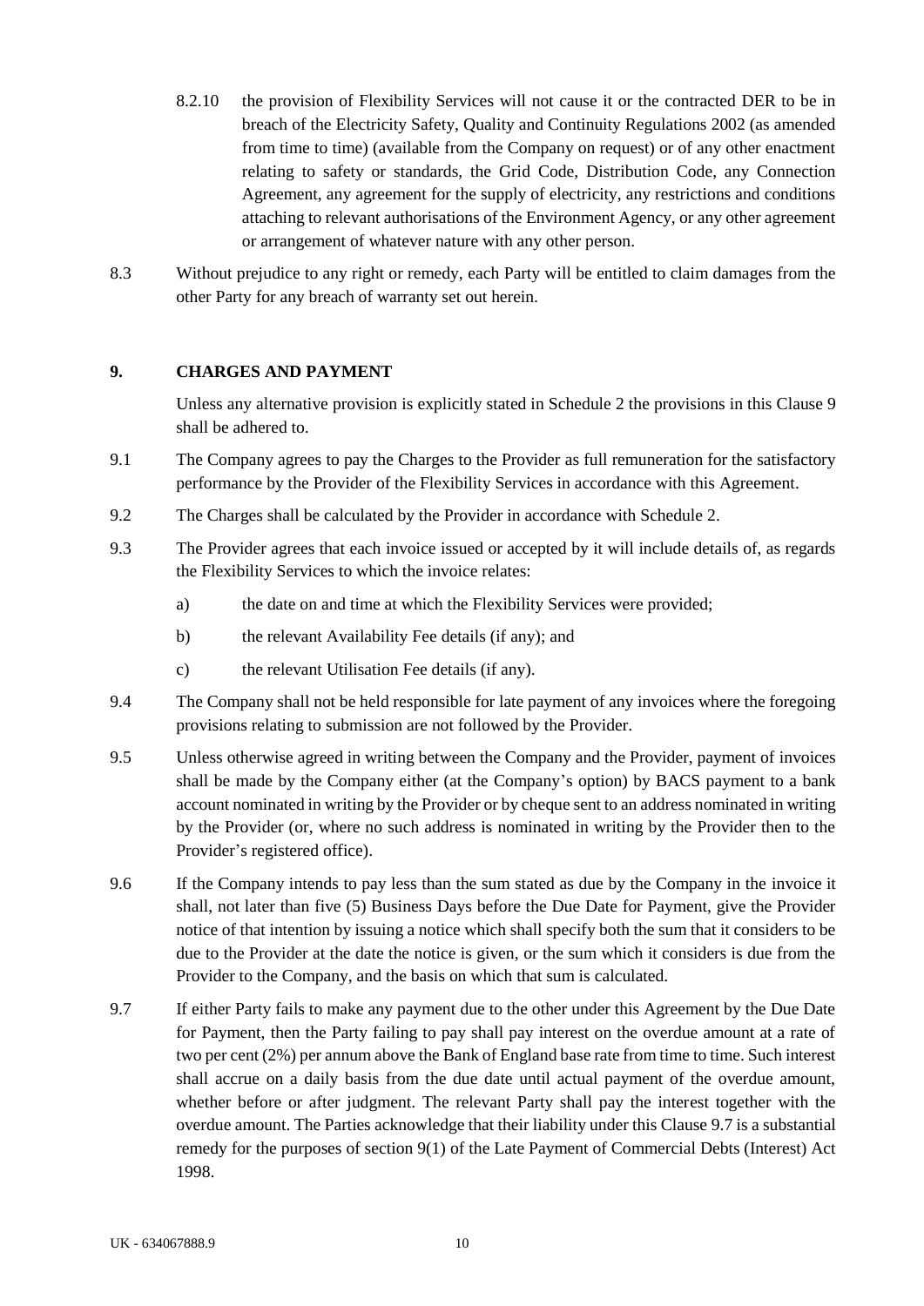8.2.10 the provision of Flexibility Services will not cause it or the contracted DER to be in breach of the Electricity Safety, Quality and Continuity Regulations 2002 (as amended from time to time) (available from the Company on request) or of any other enactment relating to safety or standards, the Grid Code, Distribution Code, any Connection Agreement, any agreement for the supply of electricity, any restrictions and conditions attaching to relevant authorisations of the Environment Agency, or any other agreement or arrangement of whatever nature with any other person.

8.3 Without prejudice to any right or remedy, each Party will be entitled to claim damages from the other Party for any breach of warranty set out herein.

## 9. CHARGES AND PAYMENT

Unless any alternative provision is explicitly stated in Schedule 2 the provisions in this Clause 9 shall be adhered to.

9.1 The Company agrees to pay the Charges to the Provider as full remuneration for the satisfactory performance by the Provider of the Flexibility Services in accordance with this Agreement.

9.2 The Charges shall be calculated by the Provider in accordance with Schedule 2.

9.3 The Provider agrees that each invoice issued or accepted by it will include details of, as regards the Flexibility Services to which the invoice relates:

a) the date on and time at which the Flexibility Services were provided;

b) the relevant Availability Fee details (if any); and

c) the relevant Utilisation Fee details (if any).

9.4 The Company shall not be held responsible for late payment of any invoices where the foregoing provisions relating to submission are not followed by the Provider.

9.5 Unless otherwise agreed in writing between the Company and the Provider, payment of invoices shall be made by the Company either (at the Company's option) by BACS payment to a bank account nominated in writing by the Provider or by cheque sent to an address nominated in writing by the Provider (or, where no such address is nominated in writing by the Provider then to the Provider's registered office).

9.6 If the Company intends to pay less than the sum stated as due by the Company in the invoice it shall, not later than five (5) Business Days before the Due Date for Payment, give the Provider notice of that intention by issuing a notice which shall specify both the sum that it considers to be due to the Provider at the date the notice is given, or the sum which it considers is due from the Provider to the Company, and the basis on which that sum is calculated.

9.7 If either Party fails to make any payment due to the other under this Agreement by the Due Date for Payment, then the Party failing to pay shall pay interest on the overdue amount at a rate of two per cent (2%) per annum above the Bank of England base rate from time to time. Such interest shall accrue on a daily basis from the due date until actual payment of the overdue amount, whether before or after judgment. The relevant Party shall pay the interest together with the overdue amount. The Parties acknowledge that their liability under this Clause 9.7 is a substantial remedy for the purposes of section 9(1) of the Late Payment of Commercial Debts (Interest) Act 1998.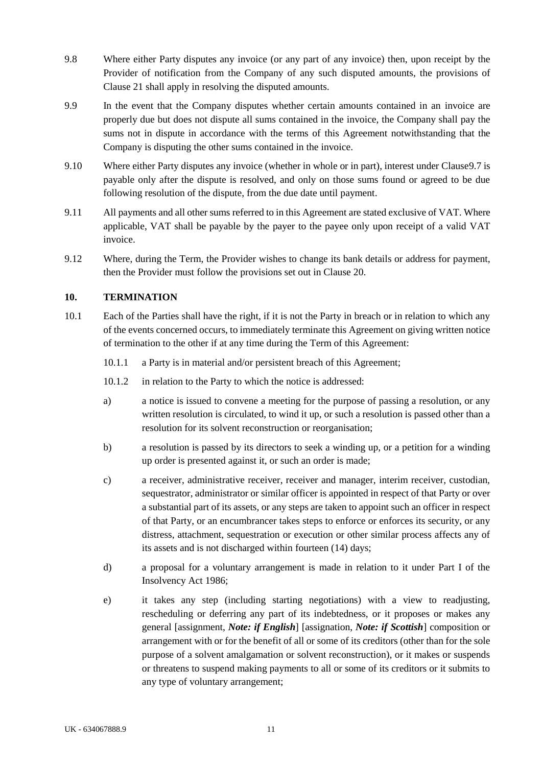9.8 Where either Party disputes any invoice (or any part of any invoice) then, upon receipt by the Provider of notification from the Company of any such disputed amounts, the provisions of Clause 21 shall apply in resolving the disputed amounts.

9.9 In the event that the Company disputes whether certain amounts contained in an invoice are properly due but does not dispute all sums contained in the invoice, the Company shall pay the sums not in dispute in accordance with the terms of this Agreement notwithstanding that the Company is disputing the other sums contained in the invoice.

9.10 Where either Party disputes any invoice (whether in whole or in part), interest under Clause9.7 is payable only after the dispute is resolved, and only on those sums found or agreed to be due following resolution of the dispute, from the due date until payment.

9.11 All payments and all other sums referred to in this Agreement are stated exclusive of VAT. Where applicable, VAT shall be payable by the payer to the payee only upon receipt of a valid VAT invoice.

9.12 Where, during the Term, the Provider wishes to change its bank details or address for payment, then the Provider must follow the provisions set out in Clause 20.

## 10. TERMINATION

10.1 Each of the Parties shall have the right, if it is not the Party in breach or in relation to which any of the events concerned occurs, to immediately terminate this Agreement on giving written notice of termination to the other if at any time during the Term of this Agreement:

10.1.1 a Party is in material and/or persistent breach of this Agreement;

10.1.2 in relation to the Party to which the notice is addressed:

a) a notice is issued to convene a meeting for the purpose of passing a resolution, or any written resolution is circulated, to wind it up, or such a resolution is passed other than a resolution for its solvent reconstruction or reorganisation;

b) a resolution is passed by its directors to seek a winding up, or a petition for a winding up order is presented against it, or such an order is made;

c) a receiver, administrative receiver, receiver and manager, interim receiver, custodian, sequestrator, administrator or similar officer is appointed in respect of that Party or over a substantial part of its assets, or any steps are taken to appoint such an officer in respect of that Party, or an encumbrancer takes steps to enforce or enforces its security, or any distress, attachment, sequestration or execution or other similar process affects any of its assets and is not discharged within fourteen (14) days;

d) a proposal for a voluntary arrangement is made in relation to it under Part I of the Insolvency Act 1986;

e) it takes any step (including starting negotiations) with a view to readjusting, rescheduling or deferring any part of its indebtedness, or it proposes or makes any general [assignment, ***Note: if English***] [assignation, ***Note: if Scottish***] composition or arrangement with or for the benefit of all or some of its creditors (other than for the sole purpose of a solvent amalgamation or solvent reconstruction), or it makes or suspends or threatens to suspend making payments to all or some of its creditors or it submits to any type of voluntary arrangement;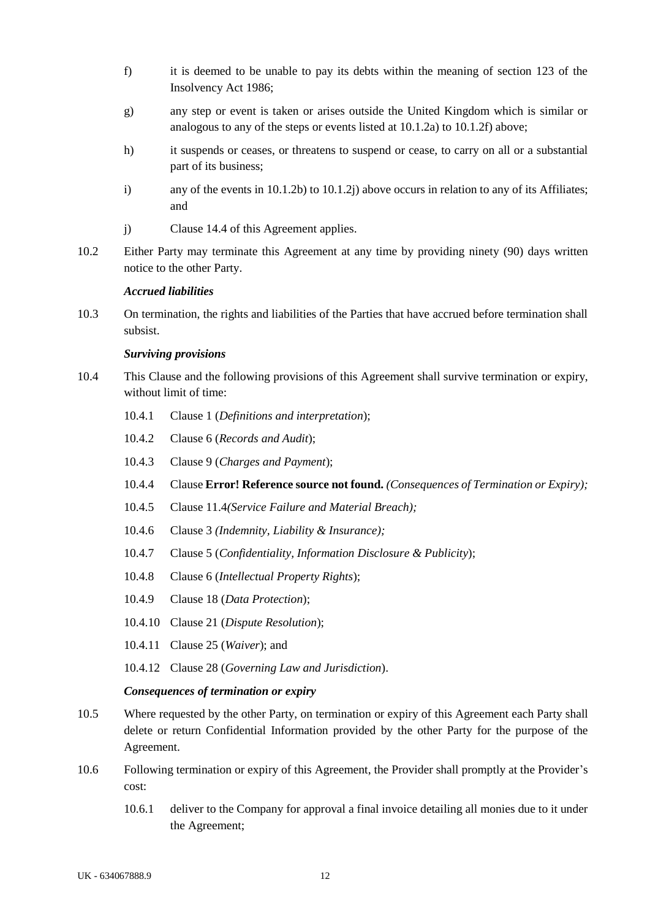f) it is deemed to be unable to pay its debts within the meaning of section 123 of the Insolvency Act 1986;

g) any step or event is taken or arises outside the United Kingdom which is similar or analogous to any of the steps or events listed at 10.1.2a) to 10.1.2f) above;

h) it suspends or ceases, or threatens to suspend or cease, to carry on all or a substantial part of its business;

i) any of the events in 10.1.2b) to 10.1.2j) above occurs in relation to any of its Affiliates; and

j) Clause 14.4 of this Agreement applies.

10.2 Either Party may terminate this Agreement at any time by providing ninety (90) days written notice to the other Party.

***Accrued liabilities***

10.3 On termination, the rights and liabilities of the Parties that have accrued before termination shall subsist.

***Surviving provisions***

10.4 This Clause and the following provisions of this Agreement shall survive termination or expiry, without limit of time:

10.4.1 Clause 1 (*Definitions and interpretation*);

10.4.2 Clause 6 (*Records and Audit*);

10.4.3 Clause 9 (*Charges and Payment*);

10.4.4 Clause **Error! Reference source not found.** *(Consequences of Termination or Expiry);*

10.4.5 Clause 11.4*(Service Failure and Material Breach);*

10.4.6 Clause 3 *(Indemnity, Liability & Insurance);*

10.4.7 Clause 5 (*Confidentiality, Information Disclosure & Publicity*);

10.4.8 Clause 6 (*Intellectual Property Rights*);

10.4.9 Clause 18 (*Data Protection*);

10.4.10 Clause 21 (*Dispute Resolution*);

10.4.11 Clause 25 (*Waiver*); and

10.4.12 Clause 28 (*Governing Law and Jurisdiction*).

***Consequences of termination or expiry***

10.5 Where requested by the other Party, on termination or expiry of this Agreement each Party shall delete or return Confidential Information provided by the other Party for the purpose of the Agreement.

10.6 Following termination or expiry of this Agreement, the Provider shall promptly at the Provider's cost:

10.6.1 deliver to the Company for approval a final invoice detailing all monies due to it under the Agreement;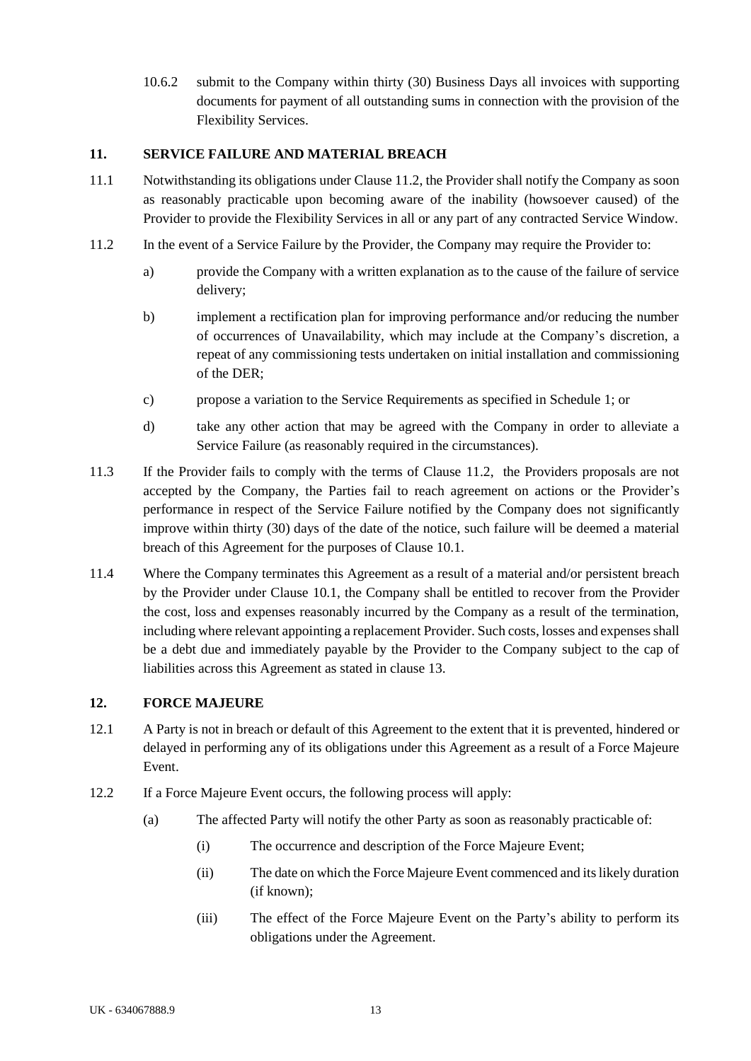10.6.2 submit to the Company within thirty (30) Business Days all invoices with supporting documents for payment of all outstanding sums in connection with the provision of the Flexibility Services.

## 11. SERVICE FAILURE AND MATERIAL BREACH

11.1 Notwithstanding its obligations under Clause 11.2, the Provider shall notify the Company as soon as reasonably practicable upon becoming aware of the inability (howsoever caused) of the Provider to provide the Flexibility Services in all or any part of any contracted Service Window.

11.2 In the event of a Service Failure by the Provider, the Company may require the Provider to:

a) provide the Company with a written explanation as to the cause of the failure of service delivery;

b) implement a rectification plan for improving performance and/or reducing the number of occurrences of Unavailability, which may include at the Company's discretion, a repeat of any commissioning tests undertaken on initial installation and commissioning of the DER;

c) propose a variation to the Service Requirements as specified in Schedule 1; or

d) take any other action that may be agreed with the Company in order to alleviate a Service Failure (as reasonably required in the circumstances).

11.3 If the Provider fails to comply with the terms of Clause 11.2, the Providers proposals are not accepted by the Company, the Parties fail to reach agreement on actions or the Provider's performance in respect of the Service Failure notified by the Company does not significantly improve within thirty (30) days of the date of the notice, such failure will be deemed a material breach of this Agreement for the purposes of Clause 10.1.

11.4 Where the Company terminates this Agreement as a result of a material and/or persistent breach by the Provider under Clause 10.1, the Company shall be entitled to recover from the Provider the cost, loss and expenses reasonably incurred by the Company as a result of the termination, including where relevant appointing a replacement Provider. Such costs, losses and expenses shall be a debt due and immediately payable by the Provider to the Company subject to the cap of liabilities across this Agreement as stated in clause 13.

## 12. FORCE MAJEURE

12.1 A Party is not in breach or default of this Agreement to the extent that it is prevented, hindered or delayed in performing any of its obligations under this Agreement as a result of a Force Majeure Event.

12.2 If a Force Majeure Event occurs, the following process will apply:

(a) The affected Party will notify the other Party as soon as reasonably practicable of:

(i) The occurrence and description of the Force Majeure Event;

(ii) The date on which the Force Majeure Event commenced and its likely duration (if known);

(iii) The effect of the Force Majeure Event on the Party's ability to perform its obligations under the Agreement.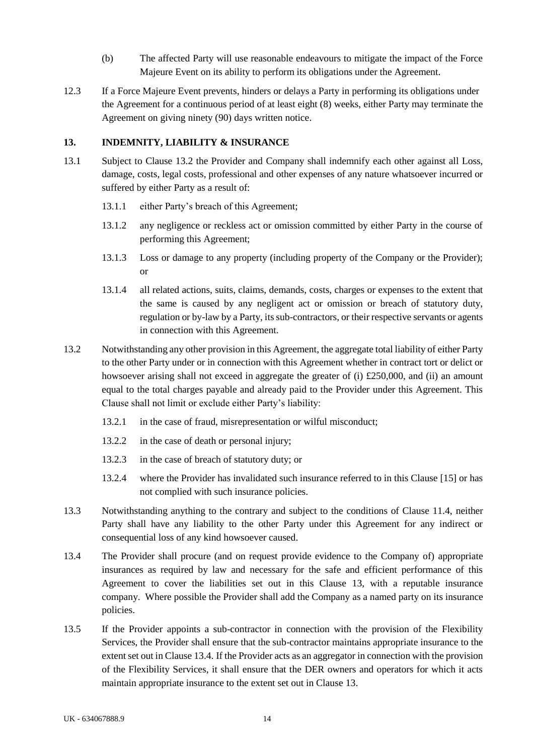(b) The affected Party will use reasonable endeavours to mitigate the impact of the Force Majeure Event on its ability to perform its obligations under the Agreement.

12.3 If a Force Majeure Event prevents, hinders or delays a Party in performing its obligations under the Agreement for a continuous period of at least eight (8) weeks, either Party may terminate the Agreement on giving ninety (90) days written notice.

## 13. INDEMNITY, LIABILITY & INSURANCE

13.1 Subject to Clause 13.2 the Provider and Company shall indemnify each other against all Loss, damage, costs, legal costs, professional and other expenses of any nature whatsoever incurred or suffered by either Party as a result of:

13.1.1 either Party's breach of this Agreement;

13.1.2 any negligence or reckless act or omission committed by either Party in the course of performing this Agreement;

13.1.3 Loss or damage to any property (including property of the Company or the Provider); or

13.1.4 all related actions, suits, claims, demands, costs, charges or expenses to the extent that the same is caused by any negligent act or omission or breach of statutory duty, regulation or by-law by a Party, its sub-contractors, or their respective servants or agents in connection with this Agreement.

13.2 Notwithstanding any other provision in this Agreement, the aggregate total liability of either Party to the other Party under or in connection with this Agreement whether in contract tort or delict or howsoever arising shall not exceed in aggregate the greater of (i) £250,000, and (ii) an amount equal to the total charges payable and already paid to the Provider under this Agreement. This Clause shall not limit or exclude either Party's liability:

13.2.1 in the case of fraud, misrepresentation or wilful misconduct;

13.2.2 in the case of death or personal injury;

13.2.3 in the case of breach of statutory duty; or

13.2.4 where the Provider has invalidated such insurance referred to in this Clause [15] or has not complied with such insurance policies.

13.3 Notwithstanding anything to the contrary and subject to the conditions of Clause 11.4, neither Party shall have any liability to the other Party under this Agreement for any indirect or consequential loss of any kind howsoever caused.

13.4 The Provider shall procure (and on request provide evidence to the Company of) appropriate insurances as required by law and necessary for the safe and efficient performance of this Agreement to cover the liabilities set out in this Clause 13, with a reputable insurance company. Where possible the Provider shall add the Company as a named party on its insurance policies.

13.5 If the Provider appoints a sub-contractor in connection with the provision of the Flexibility Services, the Provider shall ensure that the sub-contractor maintains appropriate insurance to the extent set out in Clause 13.4. If the Provider acts as an aggregator in connection with the provision of the Flexibility Services, it shall ensure that the DER owners and operators for which it acts maintain appropriate insurance to the extent set out in Clause 13.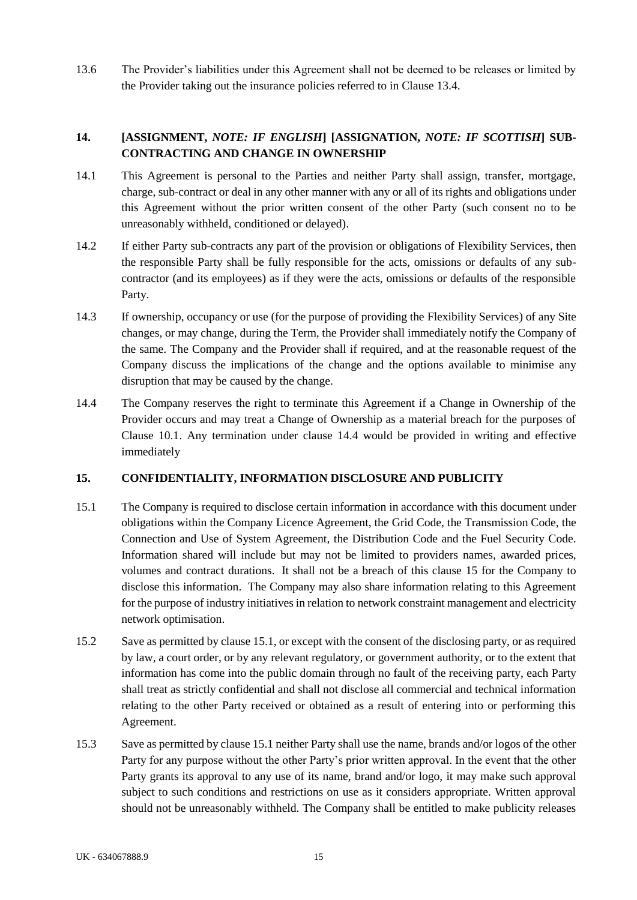13.6 The Provider's liabilities under this Agreement shall not be deemed to be releases or limited by the Provider taking out the insurance policies referred to in Clause 13.4.

## 14. [ASSIGNMENT, *NOTE: IF ENGLISH*] [ASSIGNATION, *NOTE: IF SCOTTISH*] SUB-CONTRACTING AND CHANGE IN OWNERSHIP

14.1 This Agreement is personal to the Parties and neither Party shall assign, transfer, mortgage, charge, sub-contract or deal in any other manner with any or all of its rights and obligations under this Agreement without the prior written consent of the other Party (such consent no to be unreasonably withheld, conditioned or delayed).

14.2 If either Party sub-contracts any part of the provision or obligations of Flexibility Services, then the responsible Party shall be fully responsible for the acts, omissions or defaults of any sub-contractor (and its employees) as if they were the acts, omissions or defaults of the responsible Party.

14.3 If ownership, occupancy or use (for the purpose of providing the Flexibility Services) of any Site changes, or may change, during the Term, the Provider shall immediately notify the Company of the same. The Company and the Provider shall if required, and at the reasonable request of the Company discuss the implications of the change and the options available to minimise any disruption that may be caused by the change.

14.4 The Company reserves the right to terminate this Agreement if a Change in Ownership of the Provider occurs and may treat a Change of Ownership as a material breach for the purposes of Clause 10.1. Any termination under clause 14.4 would be provided in writing and effective immediately

## 15. CONFIDENTIALITY, INFORMATION DISCLOSURE AND PUBLICITY

15.1 The Company is required to disclose certain information in accordance with this document under obligations within the Company Licence Agreement, the Grid Code, the Transmission Code, the Connection and Use of System Agreement, the Distribution Code and the Fuel Security Code. Information shared will include but may not be limited to providers names, awarded prices, volumes and contract durations. It shall not be a breach of this clause 15 for the Company to disclose this information. The Company may also share information relating to this Agreement for the purpose of industry initiatives in relation to network constraint management and electricity network optimisation.

15.2 Save as permitted by clause 15.1, or except with the consent of the disclosing party, or as required by law, a court order, or by any relevant regulatory, or government authority, or to the extent that information has come into the public domain through no fault of the receiving party, each Party shall treat as strictly confidential and shall not disclose all commercial and technical information relating to the other Party received or obtained as a result of entering into or performing this Agreement.

15.3 Save as permitted by clause 15.1 neither Party shall use the name, brands and/or logos of the other Party for any purpose without the other Party's prior written approval. In the event that the other Party grants its approval to any use of its name, brand and/or logo, it may make such approval subject to such conditions and restrictions on use as it considers appropriate. Written approval should not be unreasonably withheld. The Company shall be entitled to make publicity releases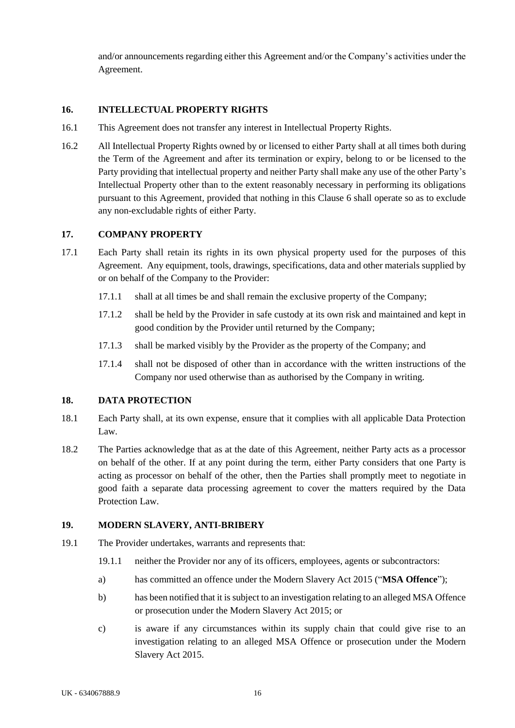and/or announcements regarding either this Agreement and/or the Company's activities under the Agreement.

## 16. INTELLECTUAL PROPERTY RIGHTS

16.1 This Agreement does not transfer any interest in Intellectual Property Rights.

16.2 All Intellectual Property Rights owned by or licensed to either Party shall at all times both during the Term of the Agreement and after its termination or expiry, belong to or be licensed to the Party providing that intellectual property and neither Party shall make any use of the other Party's Intellectual Property other than to the extent reasonably necessary in performing its obligations pursuant to this Agreement, provided that nothing in this Clause 6 shall operate so as to exclude any non-excludable rights of either Party.

## 17. COMPANY PROPERTY

17.1 Each Party shall retain its rights in its own physical property used for the purposes of this Agreement. Any equipment, tools, drawings, specifications, data and other materials supplied by or on behalf of the Company to the Provider:

17.1.1 shall at all times be and shall remain the exclusive property of the Company;

17.1.2 shall be held by the Provider in safe custody at its own risk and maintained and kept in good condition by the Provider until returned by the Company;

17.1.3 shall be marked visibly by the Provider as the property of the Company; and

17.1.4 shall not be disposed of other than in accordance with the written instructions of the Company nor used otherwise than as authorised by the Company in writing.

## 18. DATA PROTECTION

18.1 Each Party shall, at its own expense, ensure that it complies with all applicable Data Protection Law.

18.2 The Parties acknowledge that as at the date of this Agreement, neither Party acts as a processor on behalf of the other. If at any point during the term, either Party considers that one Party is acting as processor on behalf of the other, then the Parties shall promptly meet to negotiate in good faith a separate data processing agreement to cover the matters required by the Data Protection Law.

## 19. MODERN SLAVERY, ANTI-BRIBERY

19.1 The Provider undertakes, warrants and represents that:

19.1.1 neither the Provider nor any of its officers, employees, agents or subcontractors:

a) has committed an offence under the Modern Slavery Act 2015 ("**MSA Offence**");

b) has been notified that it is subject to an investigation relating to an alleged MSA Offence or prosecution under the Modern Slavery Act 2015; or

c) is aware if any circumstances within its supply chain that could give rise to an investigation relating to an alleged MSA Offence or prosecution under the Modern Slavery Act 2015.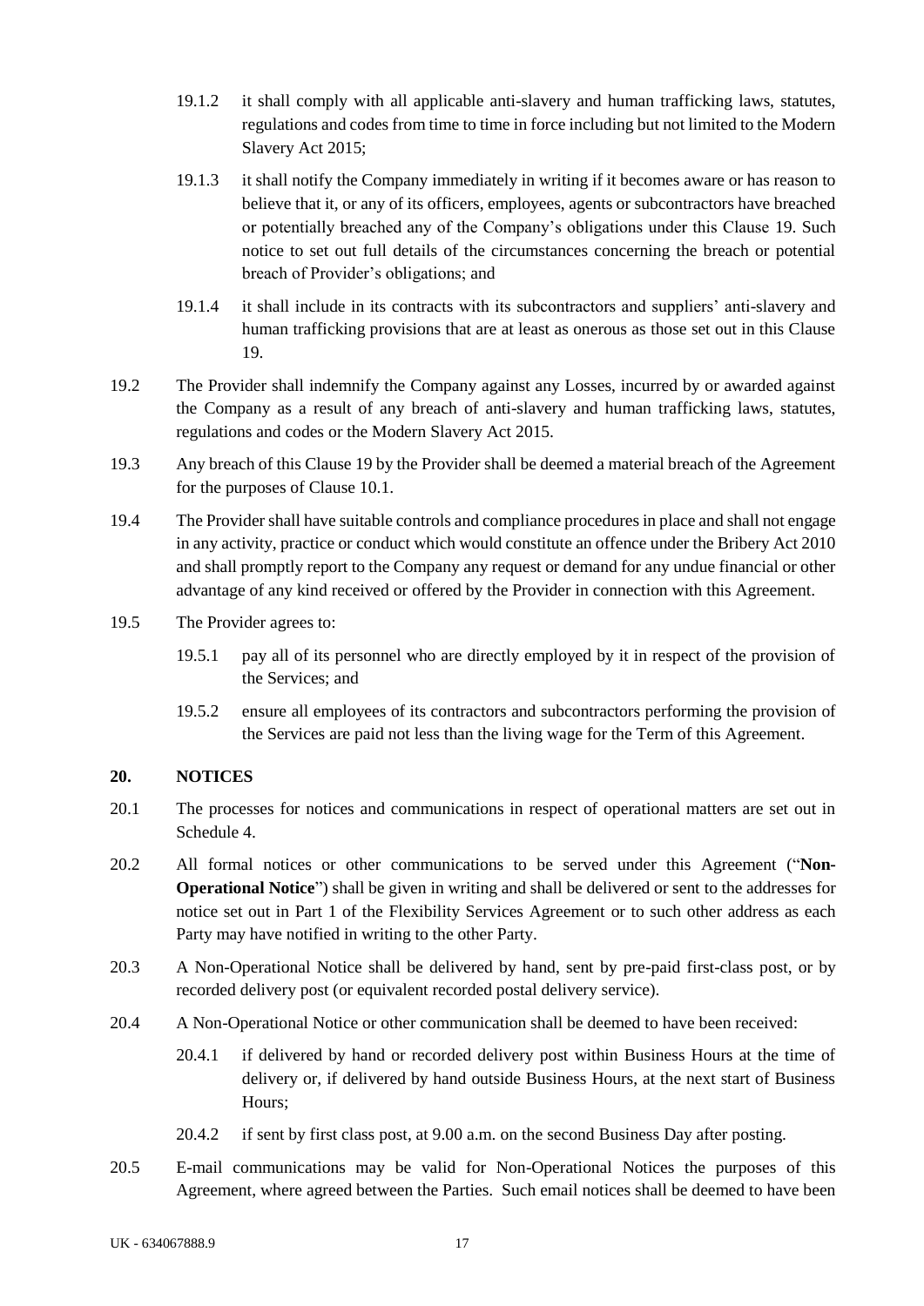19.1.2 it shall comply with all applicable anti-slavery and human trafficking laws, statutes, regulations and codes from time to time in force including but not limited to the Modern Slavery Act 2015;

19.1.3 it shall notify the Company immediately in writing if it becomes aware or has reason to believe that it, or any of its officers, employees, agents or subcontractors have breached or potentially breached any of the Company's obligations under this Clause 19. Such notice to set out full details of the circumstances concerning the breach or potential breach of Provider's obligations; and

19.1.4 it shall include in its contracts with its subcontractors and suppliers' anti-slavery and human trafficking provisions that are at least as onerous as those set out in this Clause 19.

19.2 The Provider shall indemnify the Company against any Losses, incurred by or awarded against the Company as a result of any breach of anti-slavery and human trafficking laws, statutes, regulations and codes or the Modern Slavery Act 2015.

19.3 Any breach of this Clause 19 by the Provider shall be deemed a material breach of the Agreement for the purposes of Clause 10.1.

19.4 The Provider shall have suitable controls and compliance procedures in place and shall not engage in any activity, practice or conduct which would constitute an offence under the Bribery Act 2010 and shall promptly report to the Company any request or demand for any undue financial or other advantage of any kind received or offered by the Provider in connection with this Agreement.

19.5 The Provider agrees to:

19.5.1 pay all of its personnel who are directly employed by it in respect of the provision of the Services; and

19.5.2 ensure all employees of its contractors and subcontractors performing the provision of the Services are paid not less than the living wage for the Term of this Agreement.

## 20. NOTICES

20.1 The processes for notices and communications in respect of operational matters are set out in Schedule 4.

20.2 All formal notices or other communications to be served under this Agreement ("**Non-Operational Notice**") shall be given in writing and shall be delivered or sent to the addresses for notice set out in Part 1 of the Flexibility Services Agreement or to such other address as each Party may have notified in writing to the other Party.

20.3 A Non-Operational Notice shall be delivered by hand, sent by pre-paid first-class post, or by recorded delivery post (or equivalent recorded postal delivery service).

20.4 A Non-Operational Notice or other communication shall be deemed to have been received:

20.4.1 if delivered by hand or recorded delivery post within Business Hours at the time of delivery or, if delivered by hand outside Business Hours, at the next start of Business Hours;

20.4.2 if sent by first class post, at 9.00 a.m. on the second Business Day after posting.

20.5 E-mail communications may be valid for Non-Operational Notices the purposes of this Agreement, where agreed between the Parties. Such email notices shall be deemed to have been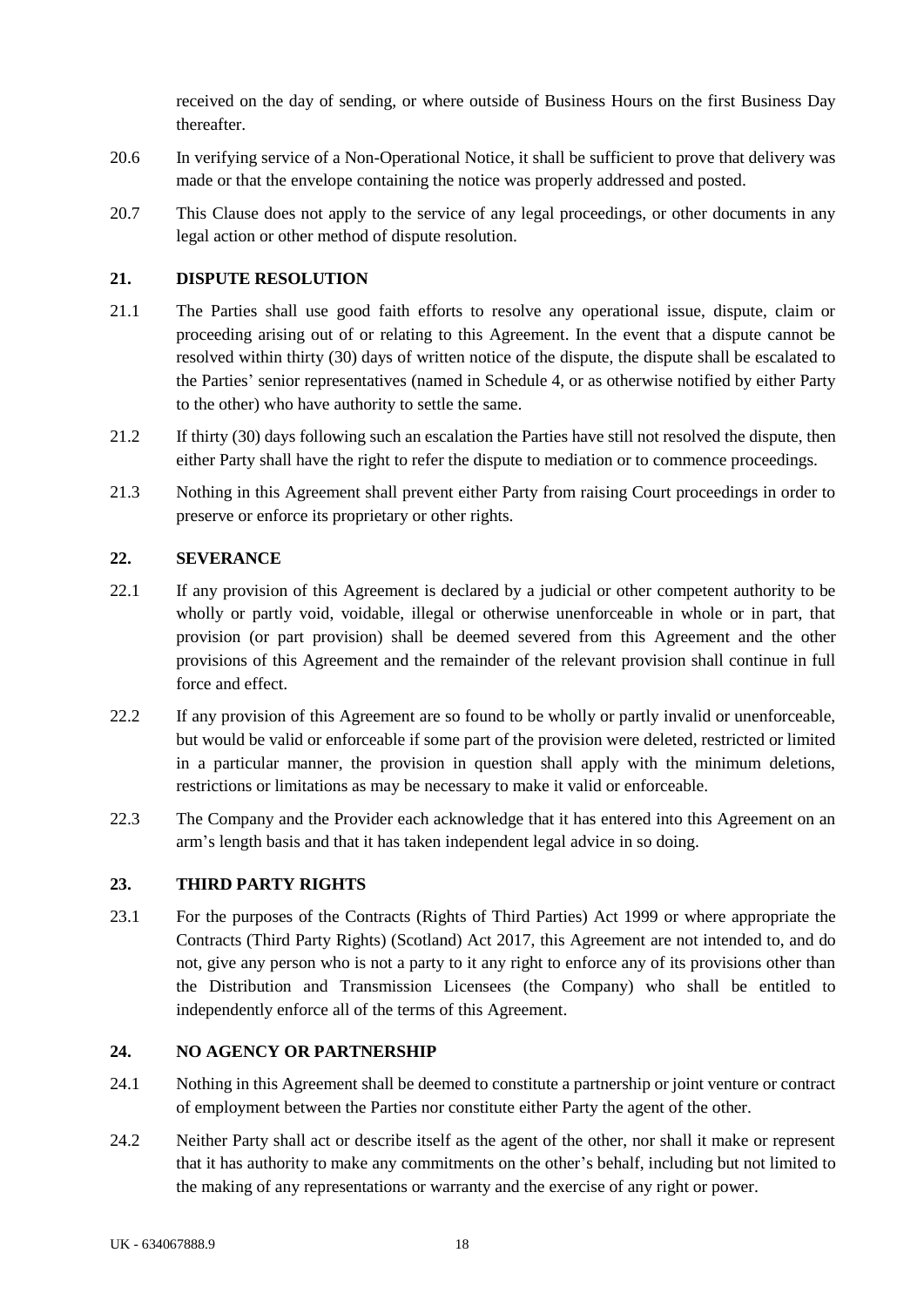received on the day of sending, or where outside of Business Hours on the first Business Day thereafter.

20.6 In verifying service of a Non-Operational Notice, it shall be sufficient to prove that delivery was made or that the envelope containing the notice was properly addressed and posted.

20.7 This Clause does not apply to the service of any legal proceedings, or other documents in any legal action or other method of dispute resolution.

## 21. DISPUTE RESOLUTION

21.1 The Parties shall use good faith efforts to resolve any operational issue, dispute, claim or proceeding arising out of or relating to this Agreement. In the event that a dispute cannot be resolved within thirty (30) days of written notice of the dispute, the dispute shall be escalated to the Parties' senior representatives (named in Schedule 4, or as otherwise notified by either Party to the other) who have authority to settle the same.

21.2 If thirty (30) days following such an escalation the Parties have still not resolved the dispute, then either Party shall have the right to refer the dispute to mediation or to commence proceedings.

21.3 Nothing in this Agreement shall prevent either Party from raising Court proceedings in order to preserve or enforce its proprietary or other rights.

## 22. SEVERANCE

22.1 If any provision of this Agreement is declared by a judicial or other competent authority to be wholly or partly void, voidable, illegal or otherwise unenforceable in whole or in part, that provision (or part provision) shall be deemed severed from this Agreement and the other provisions of this Agreement and the remainder of the relevant provision shall continue in full force and effect.

22.2 If any provision of this Agreement are so found to be wholly or partly invalid or unenforceable, but would be valid or enforceable if some part of the provision were deleted, restricted or limited in a particular manner, the provision in question shall apply with the minimum deletions, restrictions or limitations as may be necessary to make it valid or enforceable.

22.3 The Company and the Provider each acknowledge that it has entered into this Agreement on an arm's length basis and that it has taken independent legal advice in so doing.

## 23. THIRD PARTY RIGHTS

23.1 For the purposes of the Contracts (Rights of Third Parties) Act 1999 or where appropriate the Contracts (Third Party Rights) (Scotland) Act 2017, this Agreement are not intended to, and do not, give any person who is not a party to it any right to enforce any of its provisions other than the Distribution and Transmission Licensees (the Company) who shall be entitled to independently enforce all of the terms of this Agreement.

## 24. NO AGENCY OR PARTNERSHIP

24.1 Nothing in this Agreement shall be deemed to constitute a partnership or joint venture or contract of employment between the Parties nor constitute either Party the agent of the other.

24.2 Neither Party shall act or describe itself as the agent of the other, nor shall it make or represent that it has authority to make any commitments on the other's behalf, including but not limited to the making of any representations or warranty and the exercise of any right or power.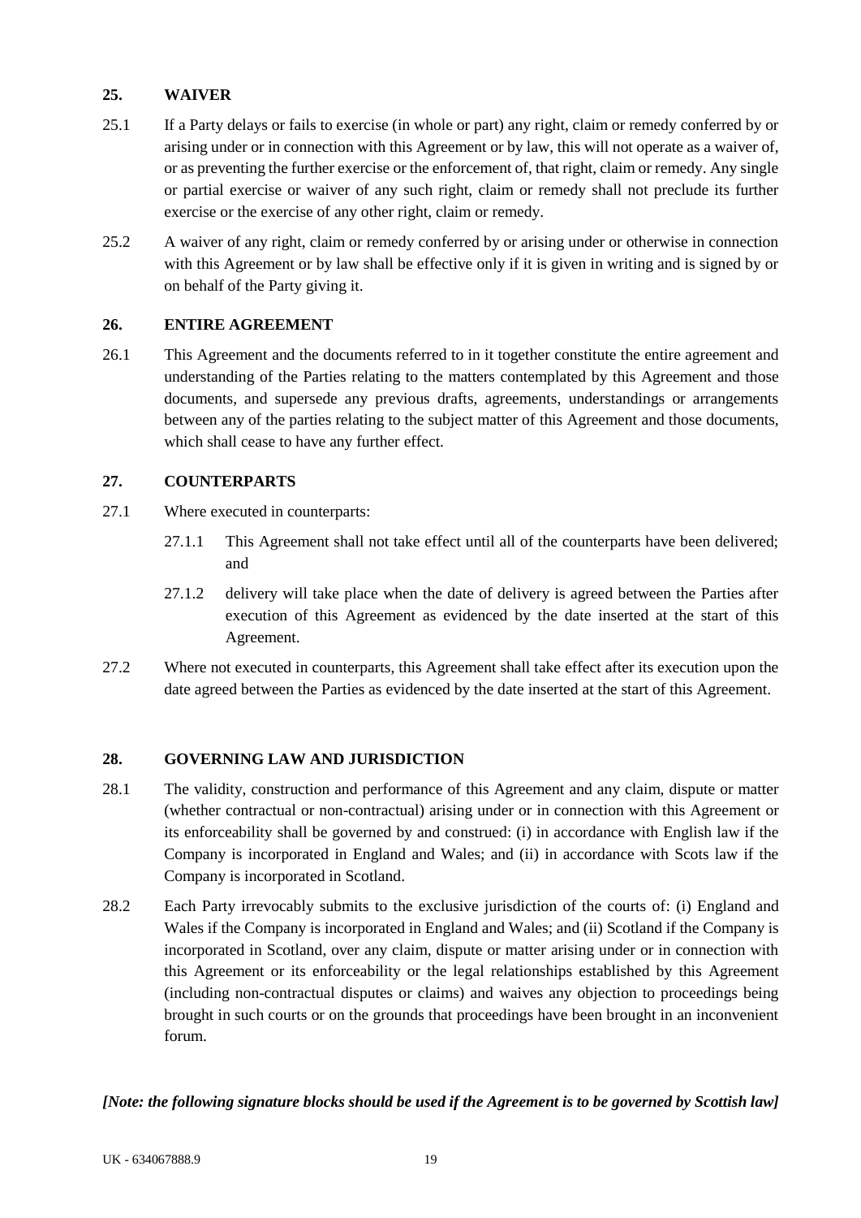## 25. WAIVER

25.1 If a Party delays or fails to exercise (in whole or part) any right, claim or remedy conferred by or arising under or in connection with this Agreement or by law, this will not operate as a waiver of, or as preventing the further exercise or the enforcement of, that right, claim or remedy. Any single or partial exercise or waiver of any such right, claim or remedy shall not preclude its further exercise or the exercise of any other right, claim or remedy.

25.2 A waiver of any right, claim or remedy conferred by or arising under or otherwise in connection with this Agreement or by law shall be effective only if it is given in writing and is signed by or on behalf of the Party giving it.

## 26. ENTIRE AGREEMENT

26.1 This Agreement and the documents referred to in it together constitute the entire agreement and understanding of the Parties relating to the matters contemplated by this Agreement and those documents, and supersede any previous drafts, agreements, understandings or arrangements between any of the parties relating to the subject matter of this Agreement and those documents, which shall cease to have any further effect.

## 27. COUNTERPARTS

27.1 Where executed in counterparts:

27.1.1 This Agreement shall not take effect until all of the counterparts have been delivered; and

27.1.2 delivery will take place when the date of delivery is agreed between the Parties after execution of this Agreement as evidenced by the date inserted at the start of this Agreement.

27.2 Where not executed in counterparts, this Agreement shall take effect after its execution upon the date agreed between the Parties as evidenced by the date inserted at the start of this Agreement.

## 28. GOVERNING LAW AND JURISDICTION

28.1 The validity, construction and performance of this Agreement and any claim, dispute or matter (whether contractual or non-contractual) arising under or in connection with this Agreement or its enforceability shall be governed by and construed: (i) in accordance with English law if the Company is incorporated in England and Wales; and (ii) in accordance with Scots law if the Company is incorporated in Scotland.

28.2 Each Party irrevocably submits to the exclusive jurisdiction of the courts of: (i) England and Wales if the Company is incorporated in England and Wales; and (ii) Scotland if the Company is incorporated in Scotland, over any claim, dispute or matter arising under or in connection with this Agreement or its enforceability or the legal relationships established by this Agreement (including non-contractual disputes or claims) and waives any objection to proceedings being brought in such courts or on the grounds that proceedings have been brought in an inconvenient forum.

***[Note: the following signature blocks should be used if the Agreement is to be governed by Scottish law]***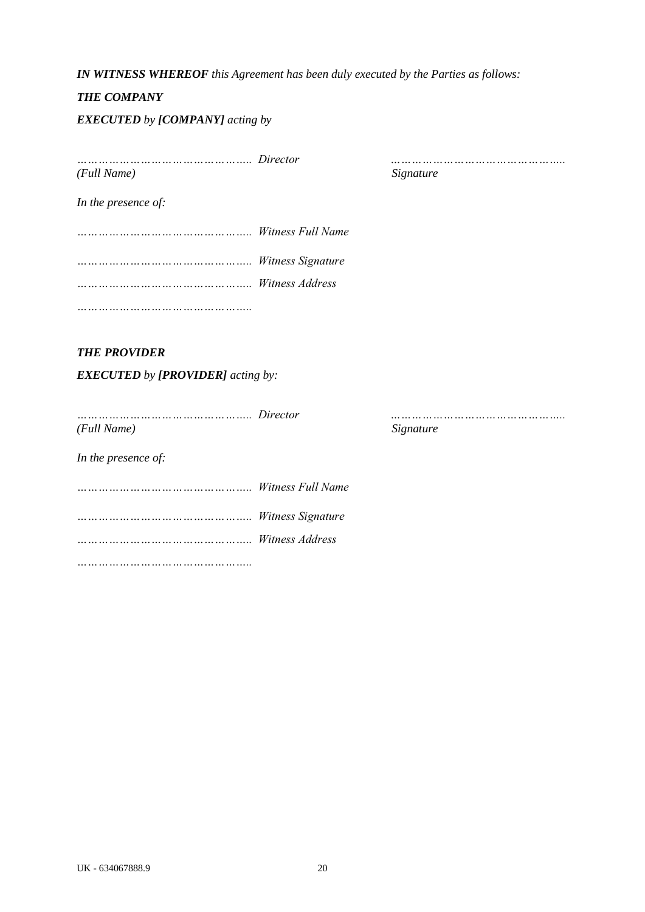***IN WITNESS WHEREOF** this Agreement has been duly executed by the Parties as follows:*

***THE COMPANY***

***EXECUTED** by **[COMPANY]** acting by*

*………………………………………. Director* &nbsp;&nbsp;&nbsp;&nbsp;&nbsp;&nbsp;&nbsp;&nbsp; *……………………………………….*
*(Full Name)* &nbsp;&nbsp;&nbsp;&nbsp;&nbsp;&nbsp;&nbsp;&nbsp;&nbsp;&nbsp;&nbsp;&nbsp;&nbsp;&nbsp;&nbsp;&nbsp;&nbsp;&nbsp;&nbsp;&nbsp;&nbsp;&nbsp;&nbsp;&nbsp;&nbsp;&nbsp;&nbsp;&nbsp;&nbsp;&nbsp;&nbsp;&nbsp; *Signature*

*In the presence of:*

*………………………………………. Witness Full Name*

*………………………………………. Witness Signature*

*………………………………………. Witness Address*

*……………………………………….*

***THE PROVIDER***

***EXECUTED** by **[PROVIDER]** acting by:*

*………………………………………. Director* &nbsp;&nbsp;&nbsp;&nbsp;&nbsp;&nbsp;&nbsp;&nbsp; *……………………………………….*
*(Full Name)* &nbsp;&nbsp;&nbsp;&nbsp;&nbsp;&nbsp;&nbsp;&nbsp;&nbsp;&nbsp;&nbsp;&nbsp;&nbsp;&nbsp;&nbsp;&nbsp;&nbsp;&nbsp;&nbsp;&nbsp;&nbsp;&nbsp;&nbsp;&nbsp;&nbsp;&nbsp;&nbsp;&nbsp;&nbsp;&nbsp;&nbsp;&nbsp; *Signature*

*In the presence of:*

*………………………………………. Witness Full Name*

*………………………………………. Witness Signature*

*………………………………………. Witness Address*

*……………………………………….*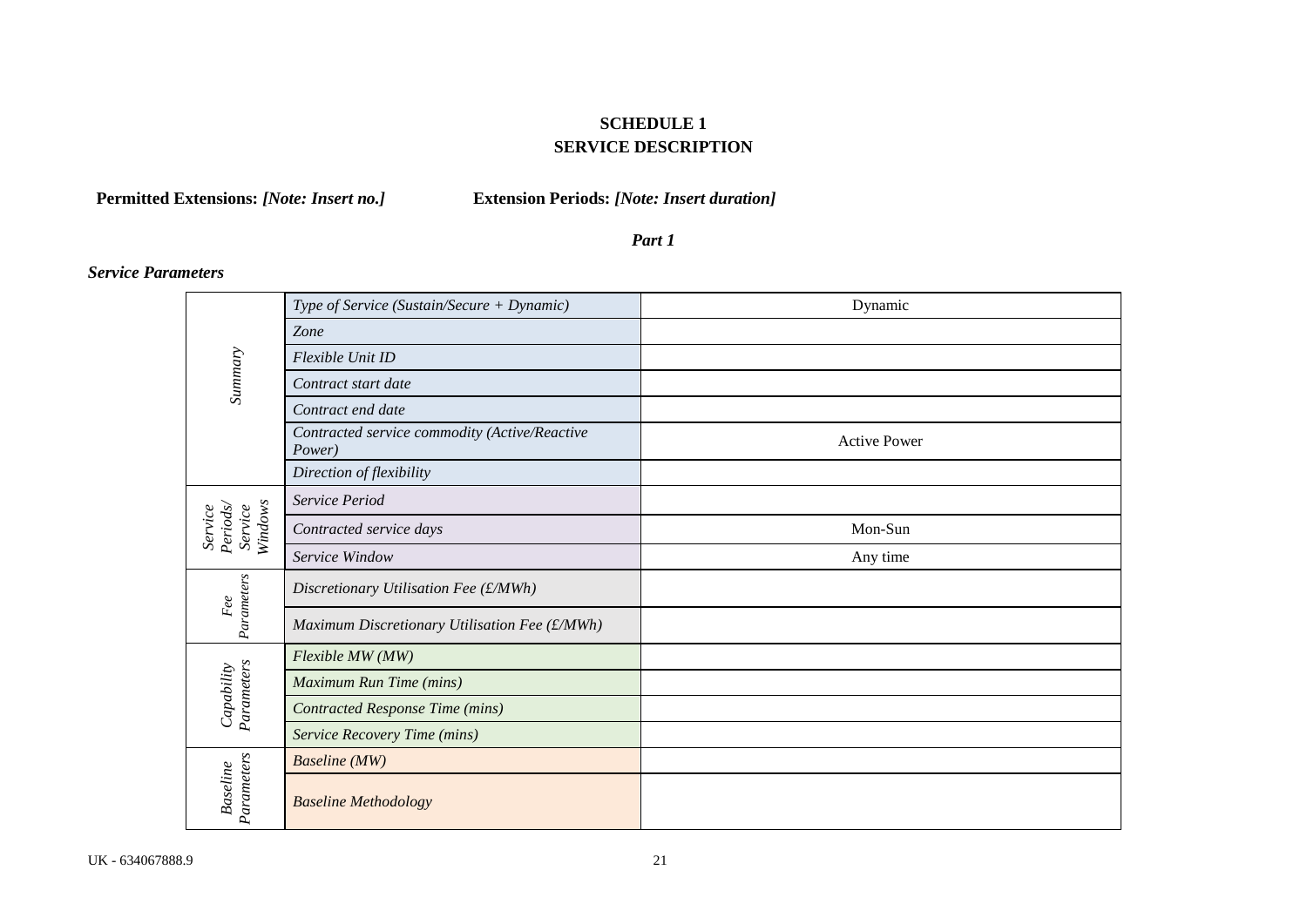**SCHEDULE 1**
**SERVICE DESCRIPTION**

**Permitted Extensions:** ***[Note: Insert no.]*** **Extension Periods:** ***[Note: Insert duration]***

***Part 1***

***Service Parameters***

| | | |
|---|---|---|
| *Summary* | *Type of Service (Sustain/Secure + Dynamic)* | Dynamic |
| | *Zone* | |
| | *Flexible Unit ID* | |
| | *Contract start date* | |
| | *Contract end date* | |
| | *Contracted service commodity (Active/Reactive Power)* | Active Power |
| | *Direction of flexibility* | |
| *Service Periods/ Service Windows* | *Service Period* | |
| | *Contracted service days* | Mon-Sun |
| | *Service Window* | Any time |
| *Fee Parameters* | *Discretionary Utilisation Fee (£/MWh)* | |
| | *Maximum Discretionary Utilisation Fee (£/MWh)* | |
| *Capability Parameters* | *Flexible MW (MW)* | |
| | *Maximum Run Time (mins)* | |
| | *Contracted Response Time (mins)* | |
| | *Service Recovery Time (mins)* | |
| *Baseline Parameters* | *Baseline (MW)* | |
| | *Baseline Methodology* | |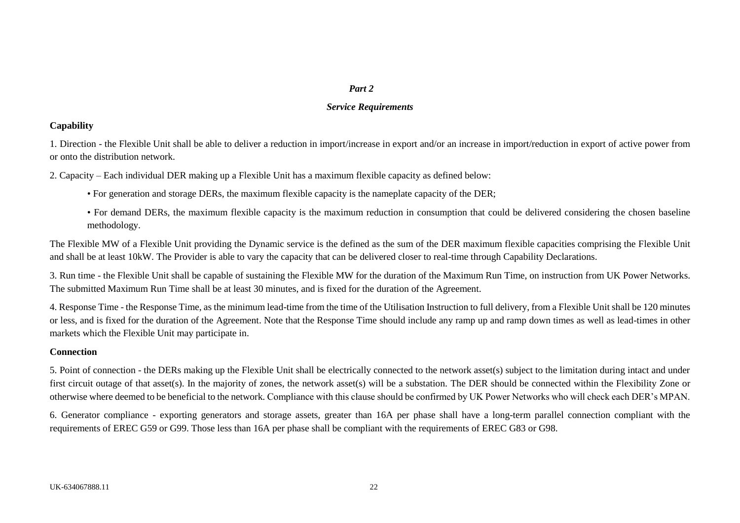*Part 2*

*Service Requirements*

**Capability**

1. Direction - the Flexible Unit shall be able to deliver a reduction in import/increase in export and/or an increase in import/reduction in export of active power from or onto the distribution network.

2. Capacity – Each individual DER making up a Flexible Unit has a maximum flexible capacity as defined below:

   • For generation and storage DERs, the maximum flexible capacity is the nameplate capacity of the DER;

   • For demand DERs, the maximum flexible capacity is the maximum reduction in consumption that could be delivered considering the chosen baseline methodology.

The Flexible MW of a Flexible Unit providing the Dynamic service is the defined as the sum of the DER maximum flexible capacities comprising the Flexible Unit and shall be at least 10kW. The Provider is able to vary the capacity that can be delivered closer to real-time through Capability Declarations.

3. Run time - the Flexible Unit shall be capable of sustaining the Flexible MW for the duration of the Maximum Run Time, on instruction from UK Power Networks. The submitted Maximum Run Time shall be at least 30 minutes, and is fixed for the duration of the Agreement.

4. Response Time - the Response Time, as the minimum lead-time from the time of the Utilisation Instruction to full delivery, from a Flexible Unit shall be 120 minutes or less, and is fixed for the duration of the Agreement. Note that the Response Time should include any ramp up and ramp down times as well as lead-times in other markets which the Flexible Unit may participate in.

**Connection**

5. Point of connection - the DERs making up the Flexible Unit shall be electrically connected to the network asset(s) subject to the limitation during intact and under first circuit outage of that asset(s). In the majority of zones, the network asset(s) will be a substation. The DER should be connected within the Flexibility Zone or otherwise where deemed to be beneficial to the network. Compliance with this clause should be confirmed by UK Power Networks who will check each DER's MPAN.

6. Generator compliance - exporting generators and storage assets, greater than 16A per phase shall have a long-term parallel connection compliant with the requirements of EREC G59 or G99. Those less than 16A per phase shall be compliant with the requirements of EREC G83 or G98.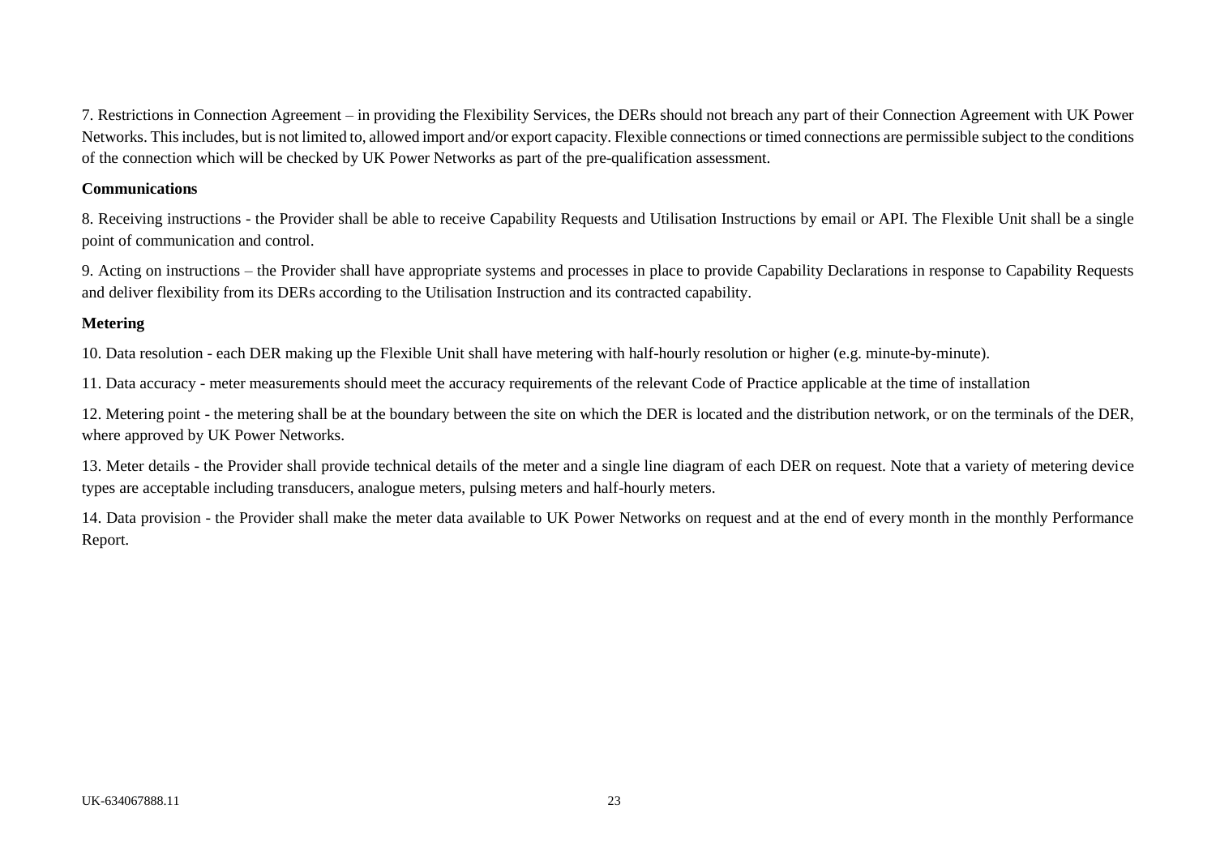7. Restrictions in Connection Agreement – in providing the Flexibility Services, the DERs should not breach any part of their Connection Agreement with UK Power Networks. This includes, but is not limited to, allowed import and/or export capacity. Flexible connections or timed connections are permissible subject to the conditions of the connection which will be checked by UK Power Networks as part of the pre-qualification assessment.

**Communications**

8. Receiving instructions - the Provider shall be able to receive Capability Requests and Utilisation Instructions by email or API. The Flexible Unit shall be a single point of communication and control.

9. Acting on instructions – the Provider shall have appropriate systems and processes in place to provide Capability Declarations in response to Capability Requests and deliver flexibility from its DERs according to the Utilisation Instruction and its contracted capability.

**Metering**

10. Data resolution - each DER making up the Flexible Unit shall have metering with half-hourly resolution or higher (e.g. minute-by-minute).

11. Data accuracy - meter measurements should meet the accuracy requirements of the relevant Code of Practice applicable at the time of installation

12. Metering point - the metering shall be at the boundary between the site on which the DER is located and the distribution network, or on the terminals of the DER, where approved by UK Power Networks.

13. Meter details - the Provider shall provide technical details of the meter and a single line diagram of each DER on request. Note that a variety of metering device types are acceptable including transducers, analogue meters, pulsing meters and half-hourly meters.

14. Data provision - the Provider shall make the meter data available to UK Power Networks on request and at the end of every month in the monthly Performance Report.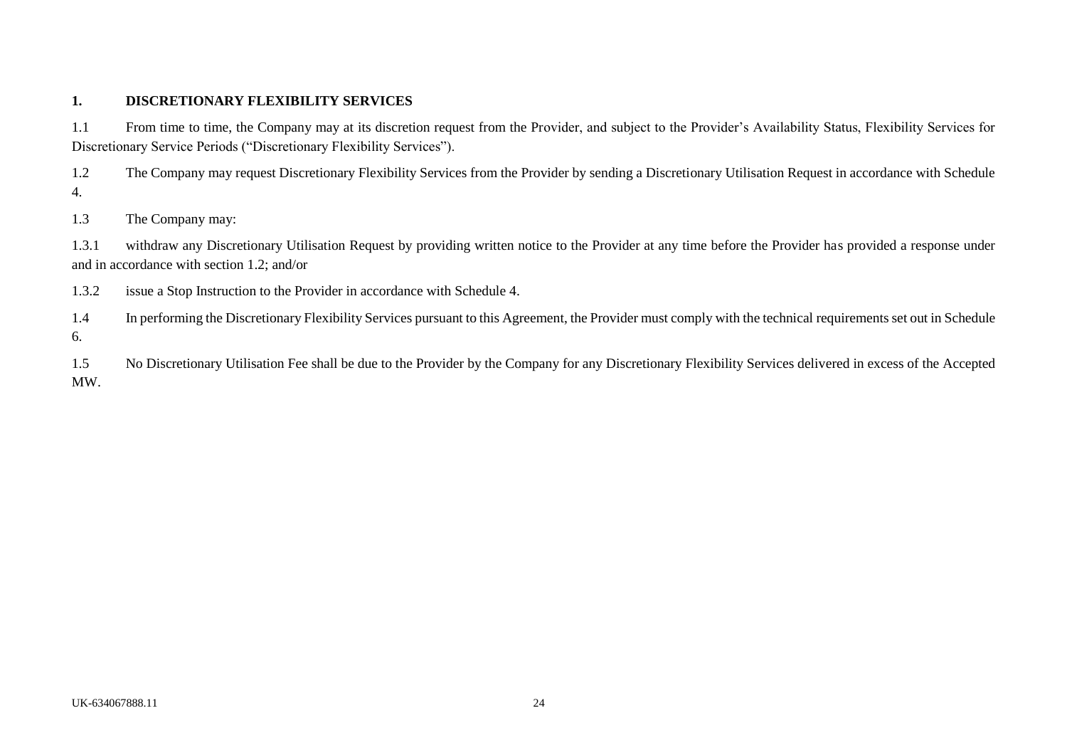## 1. DISCRETIONARY FLEXIBILITY SERVICES

1.1 From time to time, the Company may at its discretion request from the Provider, and subject to the Provider's Availability Status, Flexibility Services for Discretionary Service Periods ("Discretionary Flexibility Services").

1.2 The Company may request Discretionary Flexibility Services from the Provider by sending a Discretionary Utilisation Request in accordance with Schedule 4.

1.3 The Company may:

1.3.1 withdraw any Discretionary Utilisation Request by providing written notice to the Provider at any time before the Provider has provided a response under and in accordance with section 1.2; and/or

1.3.2 issue a Stop Instruction to the Provider in accordance with Schedule 4.

1.4 In performing the Discretionary Flexibility Services pursuant to this Agreement, the Provider must comply with the technical requirements set out in Schedule 6.

1.5 No Discretionary Utilisation Fee shall be due to the Provider by the Company for any Discretionary Flexibility Services delivered in excess of the Accepted MW.

UK-634067888.11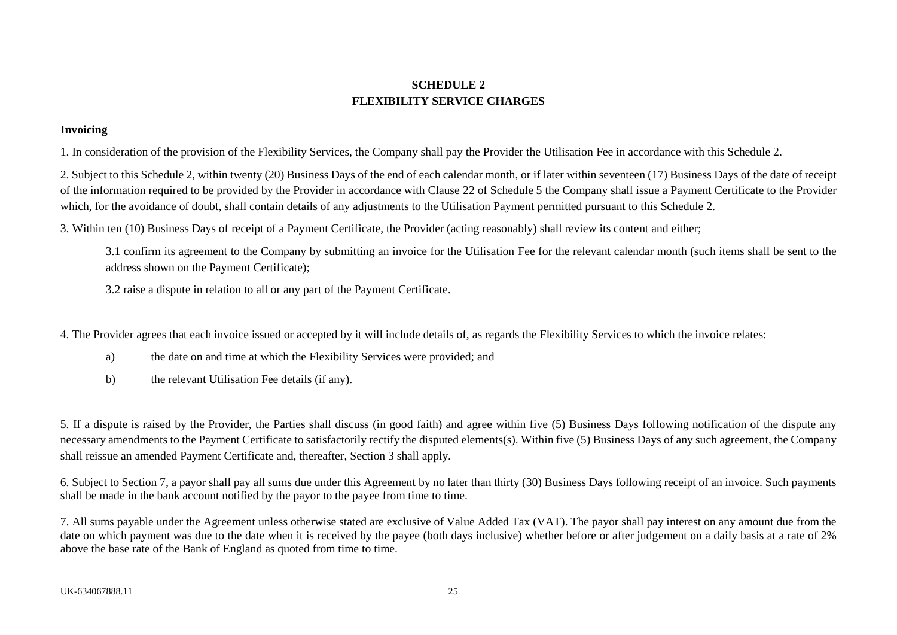## SCHEDULE 2
## FLEXIBILITY SERVICE CHARGES

**Invoicing**

1. In consideration of the provision of the Flexibility Services, the Company shall pay the Provider the Utilisation Fee in accordance with this Schedule 2.

2. Subject to this Schedule 2, within twenty (20) Business Days of the end of each calendar month, or if later within seventeen (17) Business Days of the date of receipt of the information required to be provided by the Provider in accordance with Clause 22 of Schedule 5 the Company shall issue a Payment Certificate to the Provider which, for the avoidance of doubt, shall contain details of any adjustments to the Utilisation Payment permitted pursuant to this Schedule 2.

3. Within ten (10) Business Days of receipt of a Payment Certificate, the Provider (acting reasonably) shall review its content and either;

> 3.1 confirm its agreement to the Company by submitting an invoice for the Utilisation Fee for the relevant calendar month (such items shall be sent to the address shown on the Payment Certificate);
>
> 3.2 raise a dispute in relation to all or any part of the Payment Certificate.

4. The Provider agrees that each invoice issued or accepted by it will include details of, as regards the Flexibility Services to which the invoice relates:

> a) the date on and time at which the Flexibility Services were provided; and
>
> b) the relevant Utilisation Fee details (if any).

5. If a dispute is raised by the Provider, the Parties shall discuss (in good faith) and agree within five (5) Business Days following notification of the dispute any necessary amendments to the Payment Certificate to satisfactorily rectify the disputed elements(s). Within five (5) Business Days of any such agreement, the Company shall reissue an amended Payment Certificate and, thereafter, Section 3 shall apply.

6. Subject to Section 7, a payor shall pay all sums due under this Agreement by no later than thirty (30) Business Days following receipt of an invoice. Such payments shall be made in the bank account notified by the payor to the payee from time to time.

7. All sums payable under the Agreement unless otherwise stated are exclusive of Value Added Tax (VAT). The payor shall pay interest on any amount due from the date on which payment was due to the date when it is received by the payee (both days inclusive) whether before or after judgement on a daily basis at a rate of 2% above the base rate of the Bank of England as quoted from time to time.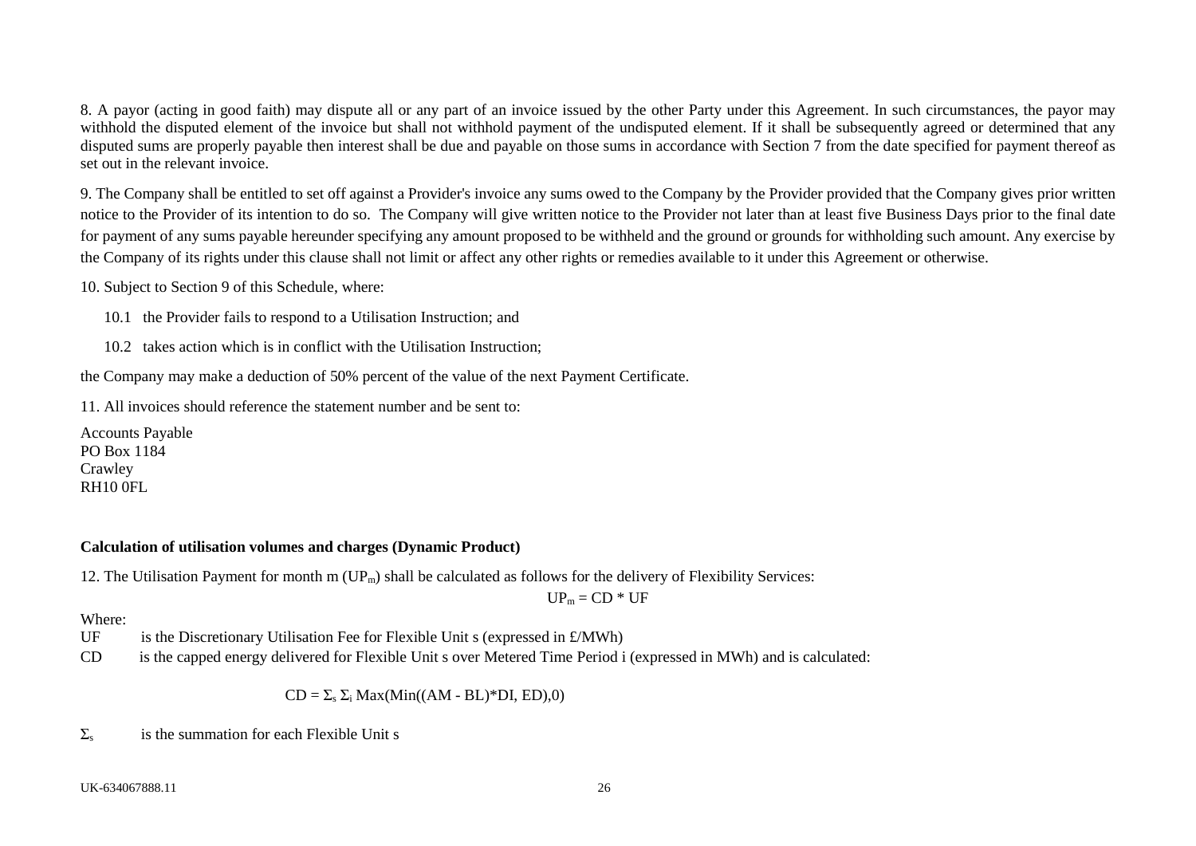8. A payor (acting in good faith) may dispute all or any part of an invoice issued by the other Party under this Agreement. In such circumstances, the payor may withhold the disputed element of the invoice but shall not withhold payment of the undisputed element. If it shall be subsequently agreed or determined that any disputed sums are properly payable then interest shall be due and payable on those sums in accordance with Section 7 from the date specified for payment thereof as set out in the relevant invoice.

9. The Company shall be entitled to set off against a Provider's invoice any sums owed to the Company by the Provider provided that the Company gives prior written notice to the Provider of its intention to do so. The Company will give written notice to the Provider not later than at least five Business Days prior to the final date for payment of any sums payable hereunder specifying any amount proposed to be withheld and the ground or grounds for withholding such amount. Any exercise by the Company of its rights under this clause shall not limit or affect any other rights or remedies available to it under this Agreement or otherwise.

10. Subject to Section 9 of this Schedule, where:

10.1 the Provider fails to respond to a Utilisation Instruction; and

10.2 takes action which is in conflict with the Utilisation Instruction;

the Company may make a deduction of 50% percent of the value of the next Payment Certificate.

11. All invoices should reference the statement number and be sent to:

Accounts Payable
PO Box 1184
Crawley
RH10 0FL

**Calculation of utilisation volumes and charges (Dynamic Product)**

12. The Utilisation Payment for month m ($UP_m$) shall be calculated as follows for the delivery of Flexibility Services:

$$UP_m = CD * UF$$

Where:

UF is the Discretionary Utilisation Fee for Flexible Unit s (expressed in £/MWh)

CD is the capped energy delivered for Flexible Unit s over Metered Time Period i (expressed in MWh) and is calculated:

$$CD = \Sigma_s \Sigma_i \text{Max}(\text{Min}((AM - BL)*DI, ED),0)$$

$\Sigma_s$ is the summation for each Flexible Unit s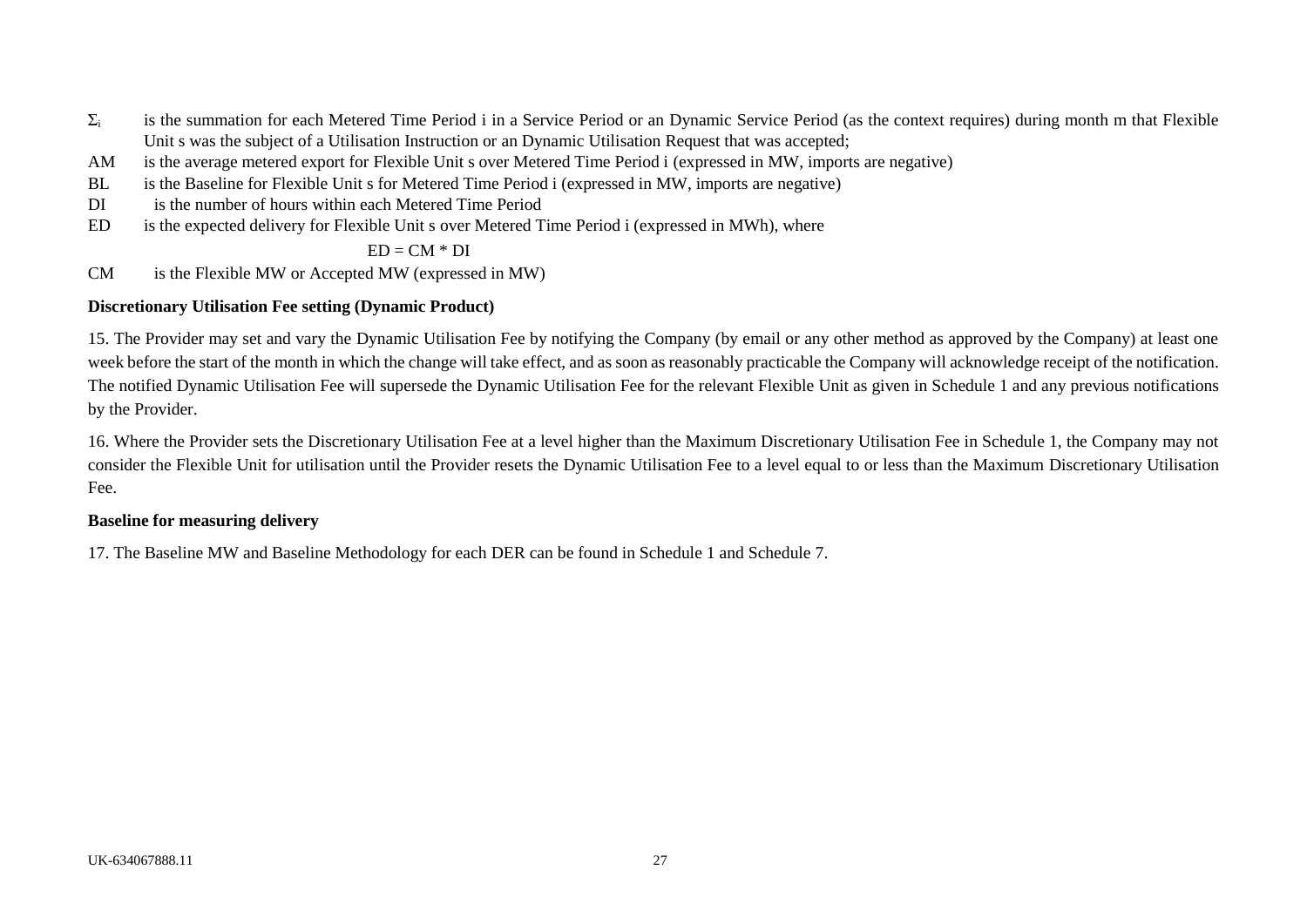$\Sigma_i$ is the summation for each Metered Time Period i in a Service Period or an Dynamic Service Period (as the context requires) during month m that Flexible Unit s was the subject of a Utilisation Instruction or an Dynamic Utilisation Request that was accepted;

AM is the average metered export for Flexible Unit s over Metered Time Period i (expressed in MW, imports are negative)

BL is the Baseline for Flexible Unit s for Metered Time Period i (expressed in MW, imports are negative)

DI is the number of hours within each Metered Time Period

ED is the expected delivery for Flexible Unit s over Metered Time Period i (expressed in MWh), where

$$ED = CM * DI$$

CM is the Flexible MW or Accepted MW (expressed in MW)

**Discretionary Utilisation Fee setting (Dynamic Product)**

15. The Provider may set and vary the Dynamic Utilisation Fee by notifying the Company (by email or any other method as approved by the Company) at least one week before the start of the month in which the change will take effect, and as soon as reasonably practicable the Company will acknowledge receipt of the notification. The notified Dynamic Utilisation Fee will supersede the Dynamic Utilisation Fee for the relevant Flexible Unit as given in Schedule 1 and any previous notifications by the Provider.

16. Where the Provider sets the Discretionary Utilisation Fee at a level higher than the Maximum Discretionary Utilisation Fee in Schedule 1, the Company may not consider the Flexible Unit for utilisation until the Provider resets the Dynamic Utilisation Fee to a level equal to or less than the Maximum Discretionary Utilisation Fee.

**Baseline for measuring delivery**

17. The Baseline MW and Baseline Methodology for each DER can be found in Schedule 1 and Schedule 7.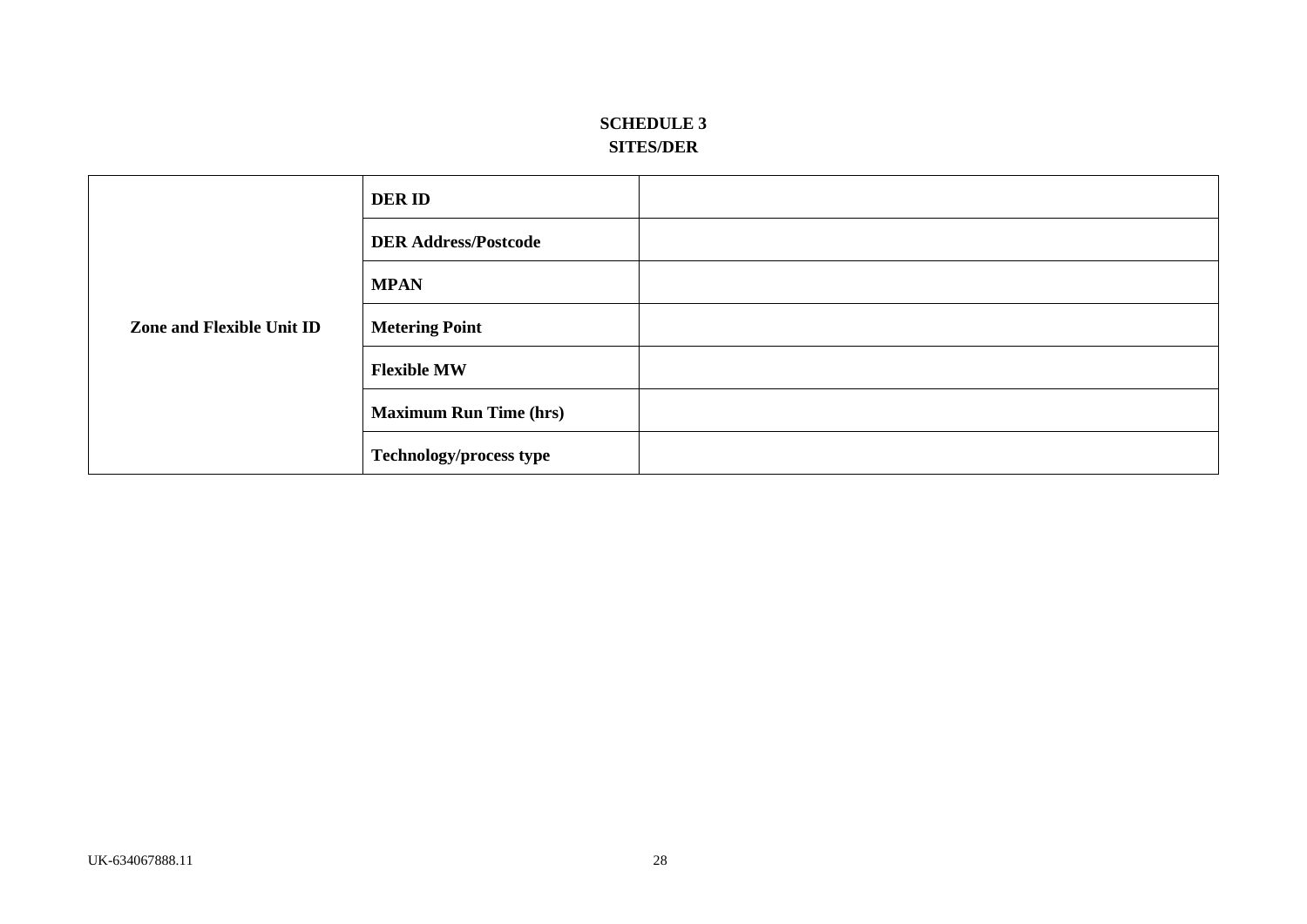# SCHEDULE 3
## SITES/DER

| | | |
|---|---|---|
| **Zone and Flexible Unit ID** | **DER ID** | |
| | **DER Address/Postcode** | |
| | **MPAN** | |
| | **Metering Point** | |
| | **Flexible MW** | |
| | **Maximum Run Time (hrs)** | |
| | **Technology/process type** | |

UK-634067888.11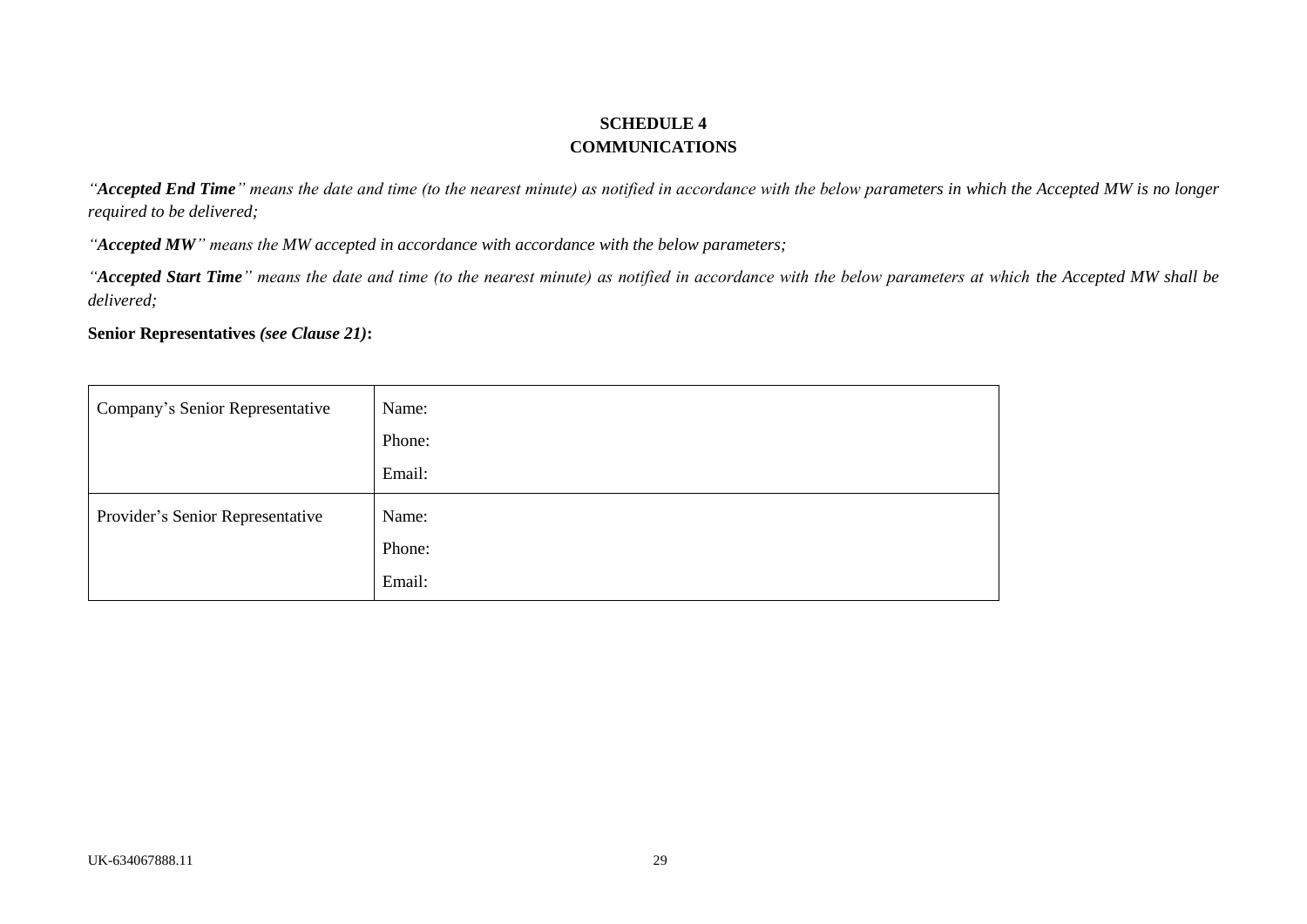**SCHEDULE 4**
**COMMUNICATIONS**

*"**Accepted End Time**" means the date and time (to the nearest minute) as notified in accordance with the below parameters in which the Accepted MW is no longer required to be delivered;*

*"**Accepted MW**" means the MW accepted in accordance with accordance with the below parameters;*

*"**Accepted Start Time**" means the date and time (to the nearest minute) as notified in accordance with the below parameters at which the Accepted MW shall be delivered;*

**Senior Representatives *(see Clause 21)*:**

| | |
|---|---|
| Company's Senior Representative | Name:<br>Phone:<br>Email: |
| Provider's Senior Representative | Name:<br>Phone:<br>Email: |

UK-634067888.11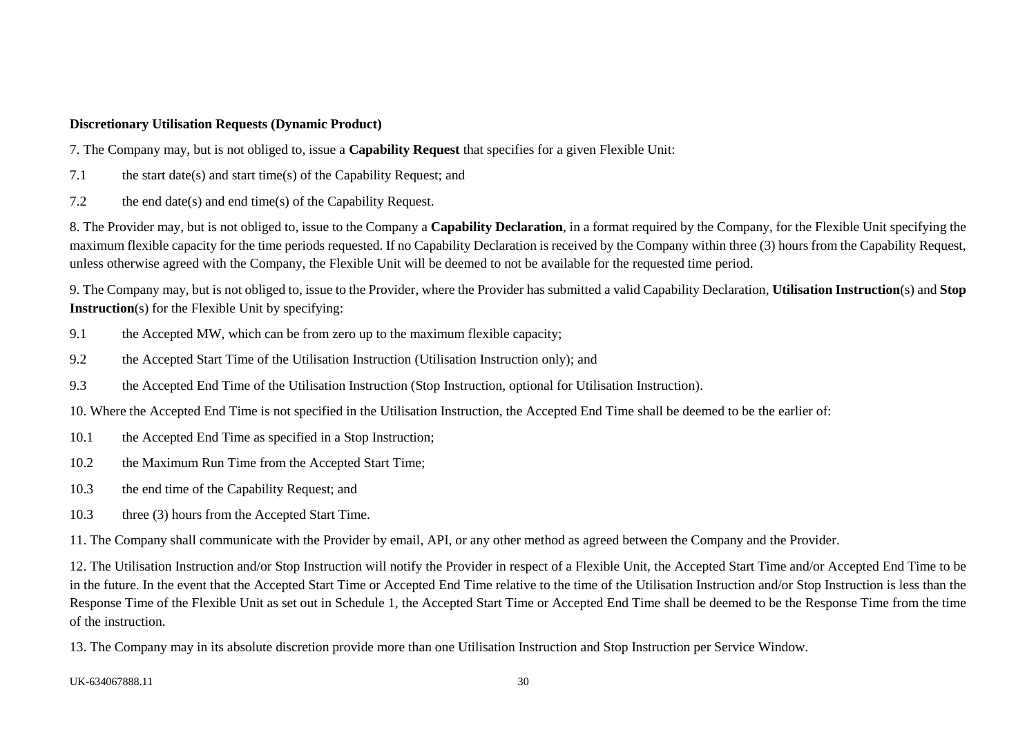**Discretionary Utilisation Requests (Dynamic Product)**

7. The Company may, but is not obliged to, issue a **Capability Request** that specifies for a given Flexible Unit:

7.1 the start date(s) and start time(s) of the Capability Request; and

7.2 the end date(s) and end time(s) of the Capability Request.

8. The Provider may, but is not obliged to, issue to the Company a **Capability Declaration**, in a format required by the Company, for the Flexible Unit specifying the maximum flexible capacity for the time periods requested. If no Capability Declaration is received by the Company within three (3) hours from the Capability Request, unless otherwise agreed with the Company, the Flexible Unit will be deemed to not be available for the requested time period.

9. The Company may, but is not obliged to, issue to the Provider, where the Provider has submitted a valid Capability Declaration, **Utilisation Instruction**(s) and **Stop Instruction**(s) for the Flexible Unit by specifying:

9.1 the Accepted MW, which can be from zero up to the maximum flexible capacity;

9.2 the Accepted Start Time of the Utilisation Instruction (Utilisation Instruction only); and

9.3 the Accepted End Time of the Utilisation Instruction (Stop Instruction, optional for Utilisation Instruction).

10. Where the Accepted End Time is not specified in the Utilisation Instruction, the Accepted End Time shall be deemed to be the earlier of:

10.1 the Accepted End Time as specified in a Stop Instruction;

10.2 the Maximum Run Time from the Accepted Start Time;

10.3 the end time of the Capability Request; and

10.3 three (3) hours from the Accepted Start Time.

11. The Company shall communicate with the Provider by email, API, or any other method as agreed between the Company and the Provider.

12. The Utilisation Instruction and/or Stop Instruction will notify the Provider in respect of a Flexible Unit, the Accepted Start Time and/or Accepted End Time to be in the future. In the event that the Accepted Start Time or Accepted End Time relative to the time of the Utilisation Instruction and/or Stop Instruction is less than the Response Time of the Flexible Unit as set out in Schedule 1, the Accepted Start Time or Accepted End Time shall be deemed to be the Response Time from the time of the instruction.

13. The Company may in its absolute discretion provide more than one Utilisation Instruction and Stop Instruction per Service Window.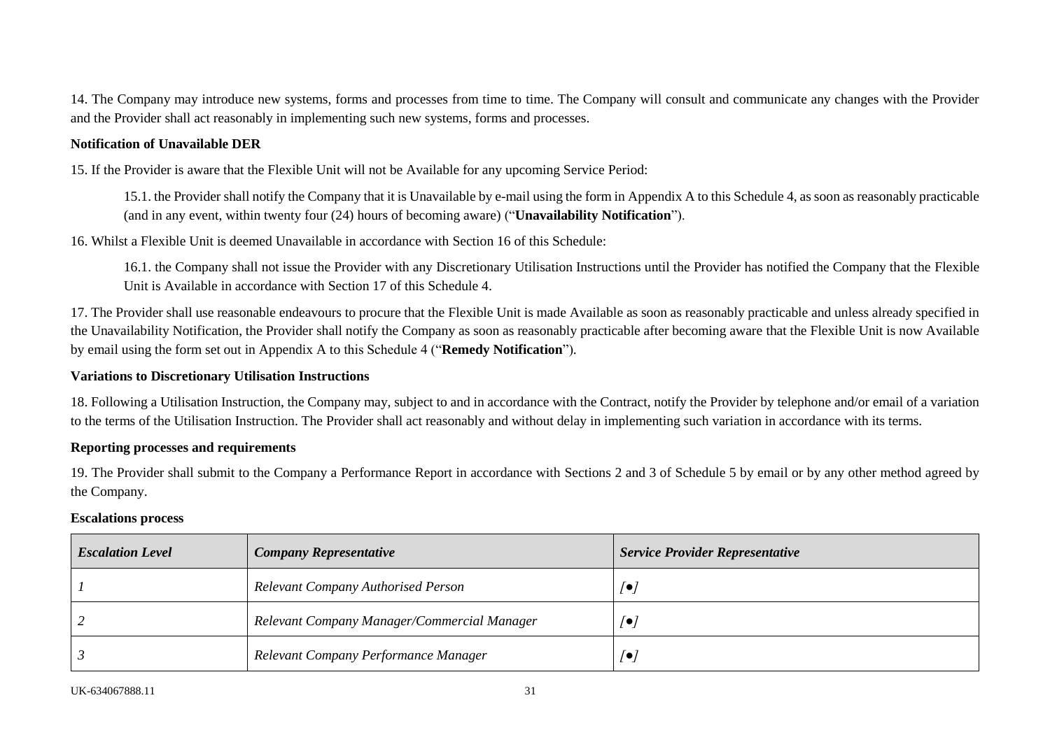14. The Company may introduce new systems, forms and processes from time to time. The Company will consult and communicate any changes with the Provider and the Provider shall act reasonably in implementing such new systems, forms and processes.

**Notification of Unavailable DER**

15. If the Provider is aware that the Flexible Unit will not be Available for any upcoming Service Period:

> 15.1. the Provider shall notify the Company that it is Unavailable by e-mail using the form in Appendix A to this Schedule 4, as soon as reasonably practicable (and in any event, within twenty four (24) hours of becoming aware) ("**Unavailability Notification**").

16. Whilst a Flexible Unit is deemed Unavailable in accordance with Section 16 of this Schedule:

> 16.1. the Company shall not issue the Provider with any Discretionary Utilisation Instructions until the Provider has notified the Company that the Flexible Unit is Available in accordance with Section 17 of this Schedule 4.

17. The Provider shall use reasonable endeavours to procure that the Flexible Unit is made Available as soon as reasonably practicable and unless already specified in the Unavailability Notification, the Provider shall notify the Company as soon as reasonably practicable after becoming aware that the Flexible Unit is now Available by email using the form set out in Appendix A to this Schedule 4 ("**Remedy Notification**").

**Variations to Discretionary Utilisation Instructions**

18. Following a Utilisation Instruction, the Company may, subject to and in accordance with the Contract, notify the Provider by telephone and/or email of a variation to the terms of the Utilisation Instruction. The Provider shall act reasonably and without delay in implementing such variation in accordance with its terms.

**Reporting processes and requirements**

19. The Provider shall submit to the Company a Performance Report in accordance with Sections 2 and 3 of Schedule 5 by email or by any other method agreed by the Company.

**Escalations process**

| ***Escalation Level*** | ***Company Representative*** | ***Service Provider Representative*** |
|---|---|---|
| *1* | *Relevant Company Authorised Person* | *[●]* |
| *2* | *Relevant Company Manager/Commercial Manager* | *[●]* |
| *3* | *Relevant Company Performance Manager* | *[●]* |

UK-634067888.11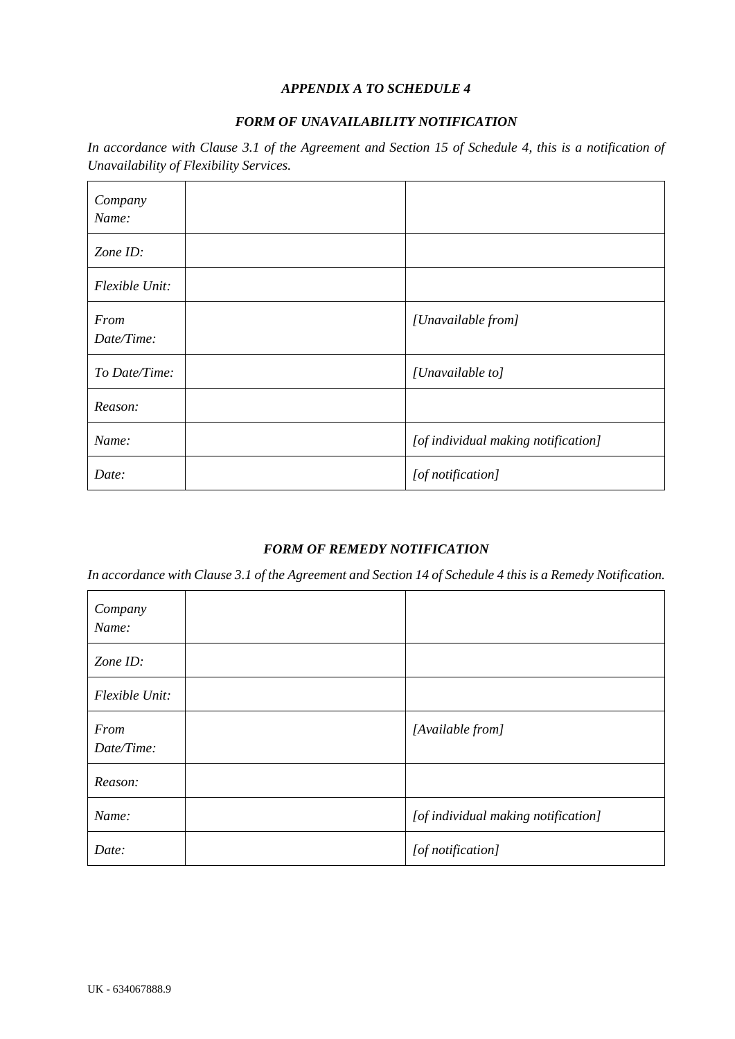## *APPENDIX A TO SCHEDULE 4*

### *FORM OF UNAVAILABILITY NOTIFICATION*

*In accordance with Clause 3.1 of the Agreement and Section 15 of Schedule 4, this is a notification of Unavailability of Flexibility Services.*

| | | |
|---|---|---|
| *Company Name:* | | |
| *Zone ID:* | | |
| *Flexible Unit:* | | |
| *From Date/Time:* | | *[Unavailable from]* |
| *To Date/Time:* | | *[Unavailable to]* |
| *Reason:* | | |
| *Name:* | | *[of individual making notification]* |
| *Date:* | | *[of notification]* |

### *FORM OF REMEDY NOTIFICATION*

*In accordance with Clause 3.1 of the Agreement and Section 14 of Schedule 4 this is a Remedy Notification.*

| | | |
|---|---|---|
| *Company Name:* | | |
| *Zone ID:* | | |
| *Flexible Unit:* | | |
| *From Date/Time:* | | *[Available from]* |
| *Reason:* | | |
| *Name:* | | *[of individual making notification]* |
| *Date:* | | *[of notification]* |

UK - 634067888.9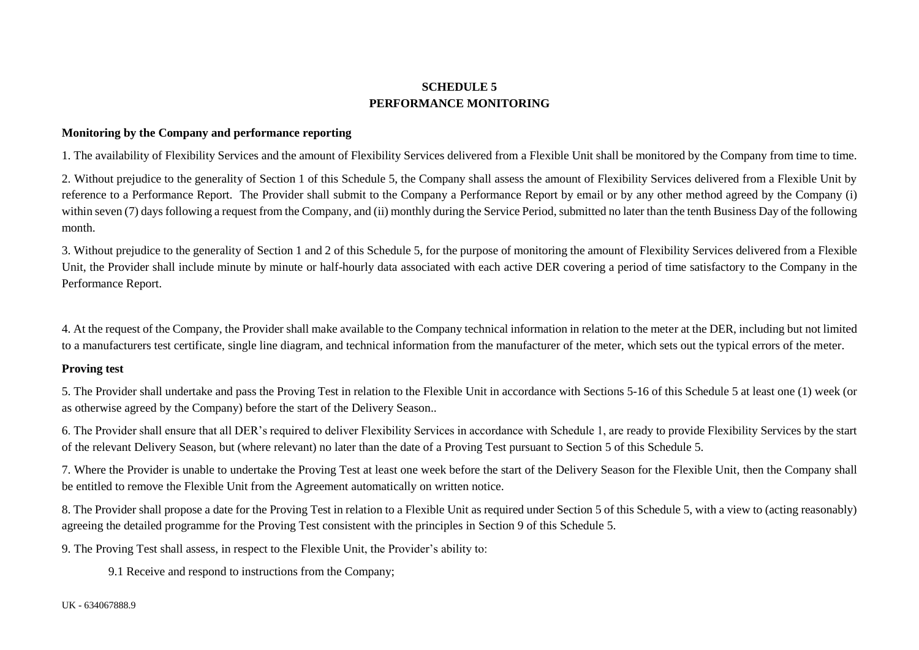# SCHEDULE 5
# PERFORMANCE MONITORING

**Monitoring by the Company and performance reporting**

1. The availability of Flexibility Services and the amount of Flexibility Services delivered from a Flexible Unit shall be monitored by the Company from time to time.

2. Without prejudice to the generality of Section 1 of this Schedule 5, the Company shall assess the amount of Flexibility Services delivered from a Flexible Unit by reference to a Performance Report. The Provider shall submit to the Company a Performance Report by email or by any other method agreed by the Company (i) within seven (7) days following a request from the Company, and (ii) monthly during the Service Period, submitted no later than the tenth Business Day of the following month.

3. Without prejudice to the generality of Section 1 and 2 of this Schedule 5, for the purpose of monitoring the amount of Flexibility Services delivered from a Flexible Unit, the Provider shall include minute by minute or half-hourly data associated with each active DER covering a period of time satisfactory to the Company in the Performance Report.

4. At the request of the Company, the Provider shall make available to the Company technical information in relation to the meter at the DER, including but not limited to a manufacturers test certificate, single line diagram, and technical information from the manufacturer of the meter, which sets out the typical errors of the meter.

**Proving test**

5. The Provider shall undertake and pass the Proving Test in relation to the Flexible Unit in accordance with Sections 5-16 of this Schedule 5 at least one (1) week (or as otherwise agreed by the Company) before the start of the Delivery Season..

6. The Provider shall ensure that all DER's required to deliver Flexibility Services in accordance with Schedule 1, are ready to provide Flexibility Services by the start of the relevant Delivery Season, but (where relevant) no later than the date of a Proving Test pursuant to Section 5 of this Schedule 5.

7. Where the Provider is unable to undertake the Proving Test at least one week before the start of the Delivery Season for the Flexible Unit, then the Company shall be entitled to remove the Flexible Unit from the Agreement automatically on written notice.

8. The Provider shall propose a date for the Proving Test in relation to a Flexible Unit as required under Section 5 of this Schedule 5, with a view to (acting reasonably) agreeing the detailed programme for the Proving Test consistent with the principles in Section 9 of this Schedule 5.

9. The Proving Test shall assess, in respect to the Flexible Unit, the Provider's ability to:

9.1 Receive and respond to instructions from the Company;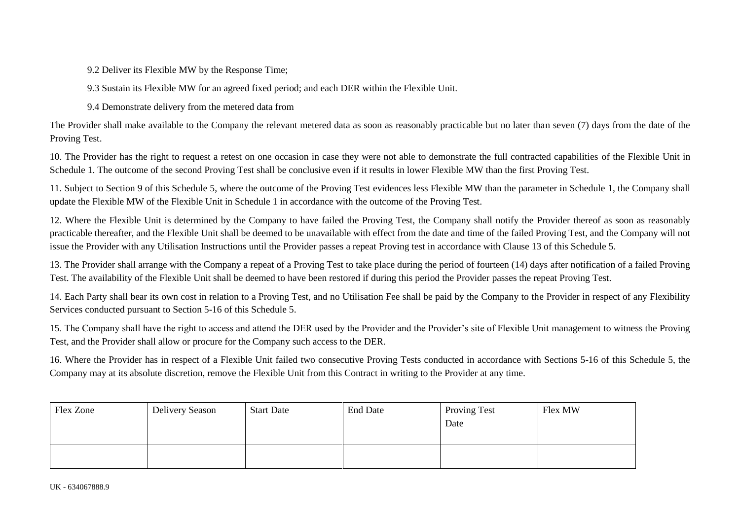9.2 Deliver its Flexible MW by the Response Time;

9.3 Sustain its Flexible MW for an agreed fixed period; and each DER within the Flexible Unit.

9.4 Demonstrate delivery from the metered data from

The Provider shall make available to the Company the relevant metered data as soon as reasonably practicable but no later than seven (7) days from the date of the Proving Test.

10. The Provider has the right to request a retest on one occasion in case they were not able to demonstrate the full contracted capabilities of the Flexible Unit in Schedule 1. The outcome of the second Proving Test shall be conclusive even if it results in lower Flexible MW than the first Proving Test.

11. Subject to Section 9 of this Schedule 5, where the outcome of the Proving Test evidences less Flexible MW than the parameter in Schedule 1, the Company shall update the Flexible MW of the Flexible Unit in Schedule 1 in accordance with the outcome of the Proving Test.

12. Where the Flexible Unit is determined by the Company to have failed the Proving Test, the Company shall notify the Provider thereof as soon as reasonably practicable thereafter, and the Flexible Unit shall be deemed to be unavailable with effect from the date and time of the failed Proving Test, and the Company will not issue the Provider with any Utilisation Instructions until the Provider passes a repeat Proving test in accordance with Clause 13 of this Schedule 5.

13. The Provider shall arrange with the Company a repeat of a Proving Test to take place during the period of fourteen (14) days after notification of a failed Proving Test. The availability of the Flexible Unit shall be deemed to have been restored if during this period the Provider passes the repeat Proving Test.

14. Each Party shall bear its own cost in relation to a Proving Test, and no Utilisation Fee shall be paid by the Company to the Provider in respect of any Flexibility Services conducted pursuant to Section 5-16 of this Schedule 5.

15. The Company shall have the right to access and attend the DER used by the Provider and the Provider's site of Flexible Unit management to witness the Proving Test, and the Provider shall allow or procure for the Company such access to the DER.

16. Where the Provider has in respect of a Flexible Unit failed two consecutive Proving Tests conducted in accordance with Sections 5-16 of this Schedule 5, the Company may at its absolute discretion, remove the Flexible Unit from this Contract in writing to the Provider at any time.

| Flex Zone | Delivery Season | Start Date | End Date | Proving Test Date | Flex MW |
|---|---|---|---|---|---|
| | | | | | |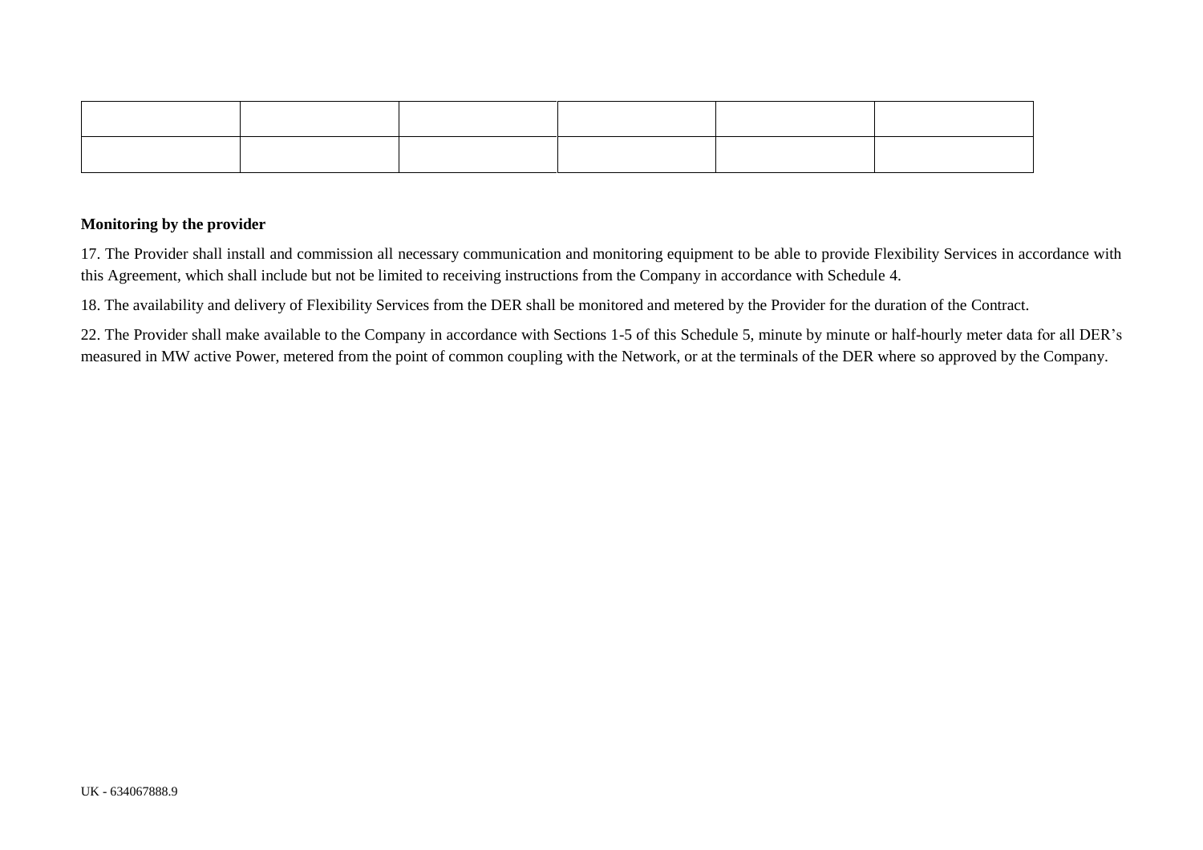|  |  |  |  |  |  |
|---|---|---|---|---|---|
|  |  |  |  |  |  |

**Monitoring by the provider**

17. The Provider shall install and commission all necessary communication and monitoring equipment to be able to provide Flexibility Services in accordance with this Agreement, which shall include but not be limited to receiving instructions from the Company in accordance with Schedule 4.

18. The availability and delivery of Flexibility Services from the DER shall be monitored and metered by the Provider for the duration of the Contract.

22. The Provider shall make available to the Company in accordance with Sections 1-5 of this Schedule 5, minute by minute or half-hourly meter data for all DER's measured in MW active Power, metered from the point of common coupling with the Network, or at the terminals of the DER where so approved by the Company.

UK - 634067888.9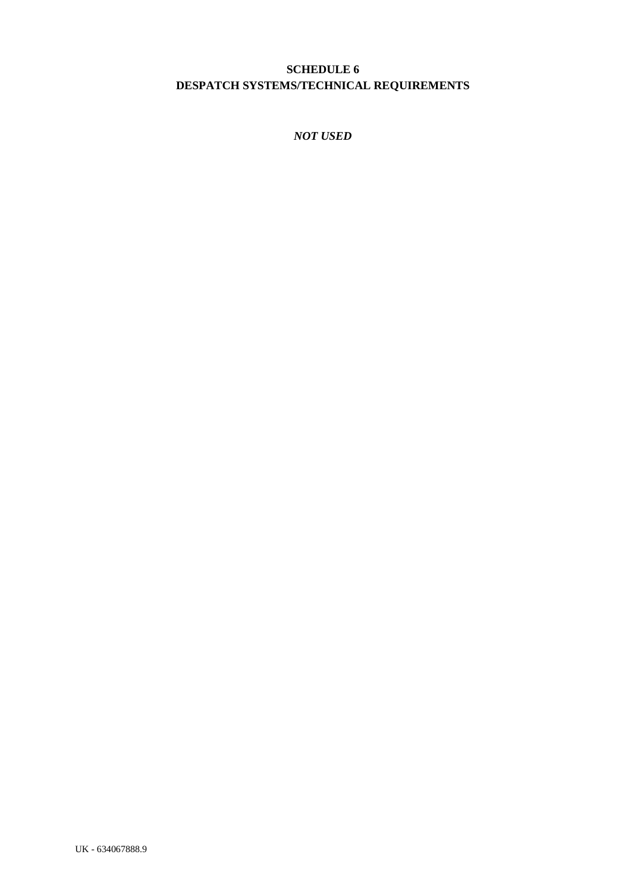# SCHEDULE 6
# DESPATCH SYSTEMS/TECHNICAL REQUIREMENTS

***NOT USED***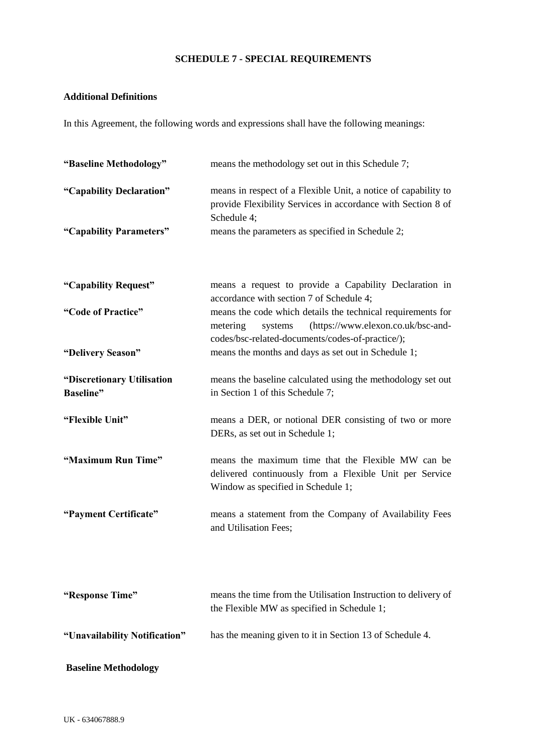## SCHEDULE 7 - SPECIAL REQUIREMENTS

### Additional Definitions

In this Agreement, the following words and expressions shall have the following meanings:

| | |
|---|---|
| **"Baseline Methodology"** | means the methodology set out in this Schedule 7; |
| **"Capability Declaration"** | means in respect of a Flexible Unit, a notice of capability to provide Flexibility Services in accordance with Section 8 of Schedule 4; |
| **"Capability Parameters"** | means the parameters as specified in Schedule 2; |
| **"Capability Request"** | means a request to provide a Capability Declaration in accordance with section 7 of Schedule 4; |
| **"Code of Practice"** | means the code which details the technical requirements for metering systems (https://www.elexon.co.uk/bsc-and-codes/bsc-related-documents/codes-of-practice/); |
| **"Delivery Season"** | means the months and days as set out in Schedule 1; |
| **"Discretionary Utilisation Baseline"** | means the baseline calculated using the methodology set out in Section 1 of this Schedule 7; |
| **"Flexible Unit"** | means a DER, or notional DER consisting of two or more DERs, as set out in Schedule 1; |
| **"Maximum Run Time"** | means the maximum time that the Flexible MW can be delivered continuously from a Flexible Unit per Service Window as specified in Schedule 1; |
| **"Payment Certificate"** | means a statement from the Company of Availability Fees and Utilisation Fees; |
| **"Response Time"** | means the time from the Utilisation Instruction to delivery of the Flexible MW as specified in Schedule 1; |
| **"Unavailability Notification"** | has the meaning given to it in Section 13 of Schedule 4. |

### Baseline Methodology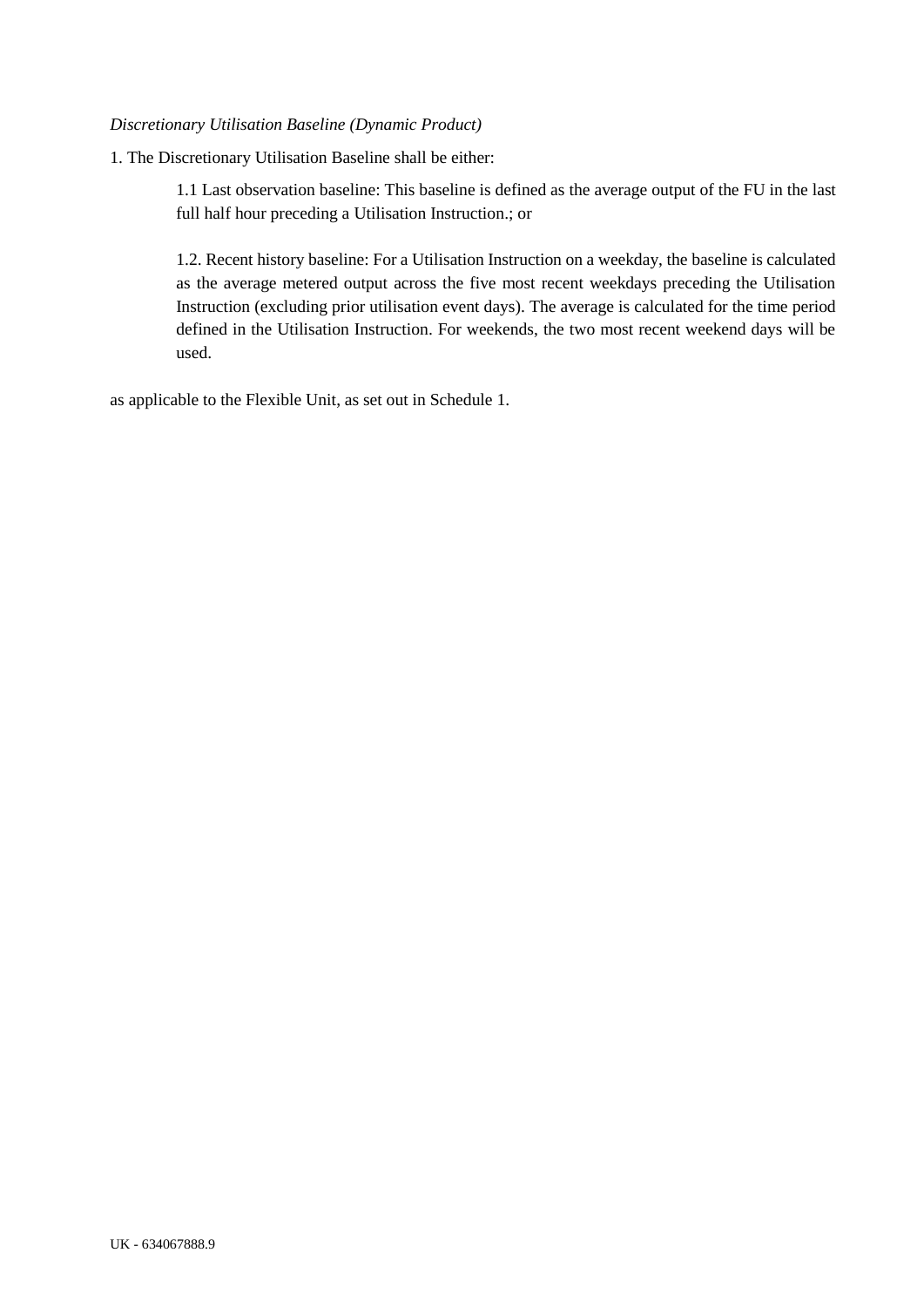*Discretionary Utilisation Baseline (Dynamic Product)*

1. The Discretionary Utilisation Baseline shall be either:

   1.1 Last observation baseline: This baseline is defined as the average output of the FU in the last full half hour preceding a Utilisation Instruction.; or

   1.2. Recent history baseline: For a Utilisation Instruction on a weekday, the baseline is calculated as the average metered output across the five most recent weekdays preceding the Utilisation Instruction (excluding prior utilisation event days). The average is calculated for the time period defined in the Utilisation Instruction. For weekends, the two most recent weekend days will be used.

as applicable to the Flexible Unit, as set out in Schedule 1.

UK - 634067888.9